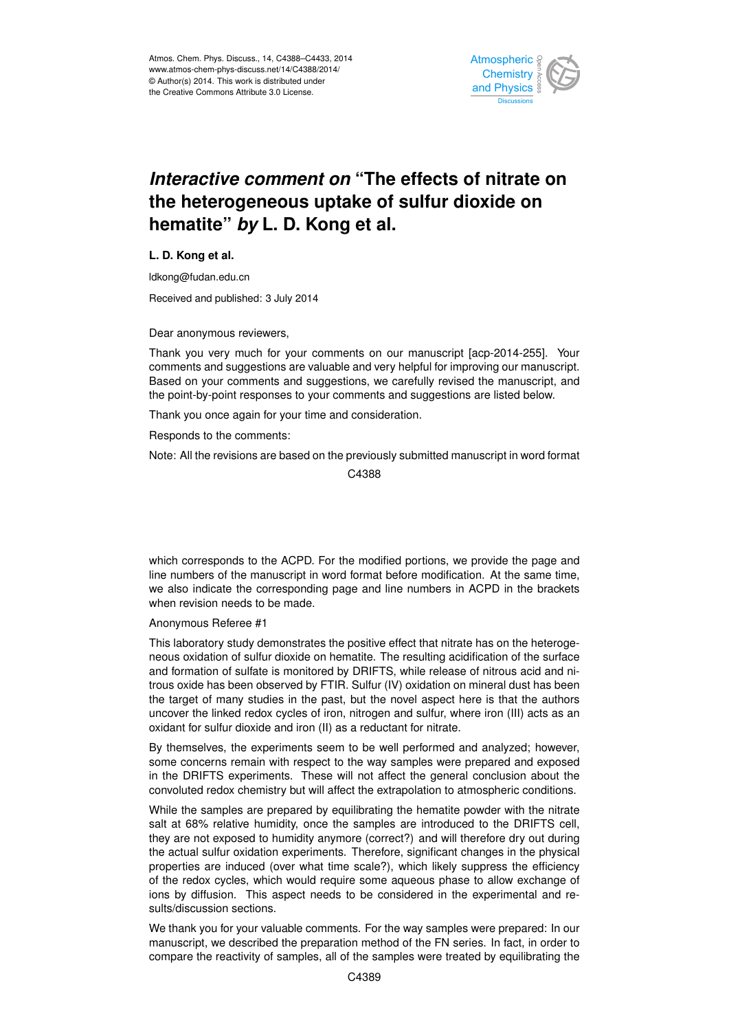# *Interactive comment on* "The effects of nitrate on the heterogeneous uptake of sulfur dioxide on hematite" *by* L. D. Kong et al.

**L. D. Kong et al.**

ldkong@fudan.edu.cn

Received and published: 3 July 2014

Dear anonymous reviewers,

Thank you very much for your comments on our manuscript [acp-2014-255]. Your comments and suggestions are valuable and very helpful for improving our manuscript. Based on your comments and suggestions, we carefully revised the manuscript, and the point-by-point responses to your comments and suggestions are listed below.

Thank you once again for your time and consideration.

Responds to the comments:

Note: All the revisions are based on the previously submitted manuscript in word format which corresponds to the ACPD. For the modified portions, we provide the page and line numbers of the manuscript in word format before modification. At the same time, we also indicate the corresponding page and line numbers in ACPD in the brackets when revision needs to be made.

Anonymous Referee #1

This laboratory study demonstrates the positive effect that nitrate has on the heterogeneous oxidation of sulfur dioxide on hematite. The resulting acidification of the surface and formation of sulfate is monitored by DRIFTS, while release of nitrous acid and nitrous oxide has been observed by FTIR. Sulfur (IV) oxidation on mineral dust has been the target of many studies in the past, but the novel aspect here is that the authors uncover the linked redox cycles of iron, nitrogen and sulfur, where iron (III) acts as an oxidant for sulfur dioxide and iron (II) as a reductant for nitrate.

By themselves, the experiments seem to be well performed and analyzed; however, some concerns remain with respect to the way samples were prepared and exposed in the DRIFTS experiments. These will not affect the general conclusion about the convoluted redox chemistry but will affect the extrapolation to atmospheric conditions.

While the samples are prepared by equilibrating the hematite powder with the nitrate salt at 68% relative humidity, once the samples are introduced to the DRIFTS cell, they are not exposed to humidity anymore (correct?) and will therefore dry out during the actual sulfur oxidation experiments. Therefore, significant changes in the physical properties are induced (over what time scale?), which likely suppress the efficiency of the redox cycles, which would require some aqueous phase to allow exchange of ions by diffusion. This aspect needs to be considered in the experimental and results/discussion sections.

We thank you for your valuable comments. For the way samples were prepared: In our manuscript, we described the preparation method of the FN series. In fact, in order to compare the reactivity of samples, all of the samples were treated by equilibrating the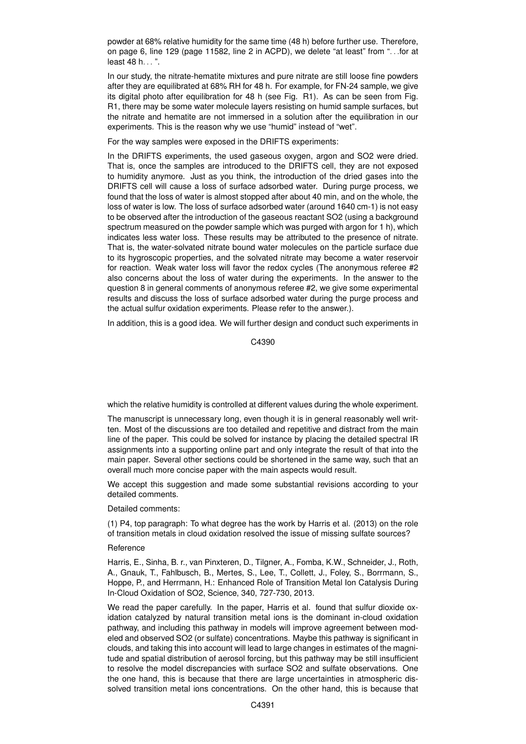powder at 68% relative humidity for the same time (48 h) before further use. Therefore, on page 6, line 129 (page 11582, line 2 in ACPD), we delete "at least" from "…for at least 48 h…".

In our study, the nitrate-hematite mixtures and pure nitrate are still loose fine powders after they are equilibrated at 68% RH for 48 h. For example, for FN-24 sample, we give its digital photo after equilibration for 48 h (see Fig. R1). As can be seen from Fig. R1, there may be some water molecule layers resisting on humid sample surfaces, but the nitrate and hematite are not immersed in a solution after the equilibration in our experiments. This is the reason why we use "humid" instead of "wet".

For the way samples were exposed in the DRIFTS experiments:

In the DRIFTS experiments, the used gaseous oxygen, argon and $SO_2$ were dried. That is, once the samples are introduced to the DRIFTS cell, they are not exposed to humidity anymore. Just as you think, the introduction of the dried gases into the DRIFTS cell will cause a loss of surface adsorbed water. During purge process, we found that the loss of water is almost stopped after about 40 min, and on the whole, the loss of water is low. The loss of surface adsorbed water (around 1640 cm-1) is not easy to be observed after the introduction of the gaseous reactant $SO_2$ (using a background spectrum measured on the powder sample which was purged with argon for 1 h), which indicates less water loss. These results may be attributed to the presence of nitrate. That is, the water-solvated nitrate bound water molecules on the particle surface due to its hygroscopic properties, and the solvated nitrate may become a water reservoir for reaction. Weak water loss will favor the redox cycles (The anonymous referee #2 also concerns about the loss of water during the experiments. In the answer to the question 8 in general comments of anonymous referee #2, we give some experimental results and discuss the loss of surface adsorbed water during the purge process and the actual sulfur oxidation experiments. Please refer to the answer.).

In addition, this is a good idea. We will further design and conduct such experiments in which the relative humidity is controlled at different values during the whole experiment.

The manuscript is unnecessary long, even though it is in general reasonably well written. Most of the discussions are too detailed and repetitive and distract from the main line of the paper. This could be solved for instance by placing the detailed spectral IR assignments into a supporting online part and only integrate the result of that into the main paper. Several other sections could be shortened in the same way, such that an overall much more concise paper with the main aspects would result.

We accept this suggestion and made some substantial revisions according to your detailed comments.

Detailed comments:

(1) P4, top paragraph: To what degree has the work by Harris et al. (2013) on the role of transition metals in cloud oxidation resolved the issue of missing sulfate sources?

Reference

Harris, E., Sinha, B. r., van Pinxteren, D., Tilgner, A., Fomba, K.W., Schneider, J., Roth, A., Gnauk, T., Fahlbusch, B., Mertes, S., Lee, T., Collett, J., Foley, S., Borrmann, S., Hoppe, P., and Herrmann, H.: Enhanced Role of Transition Metal Ion Catalysis During In-Cloud Oxidation of SO2, Science, 340, 727-730, 2013.

We read the paper carefully. In the paper, Harris et al. found that sulfur dioxide oxidation catalyzed by natural transition metal ions is the dominant in-cloud oxidation pathway, and including this pathway in models will improve agreement between modeled and observed $SO_2$ (or sulfate) concentrations. Maybe this pathway is significant in clouds, and taking this into account will lead to large changes in estimates of the magnitude and spatial distribution of aerosol forcing, but this pathway may be still insufficient to resolve the model discrepancies with surface $SO_2$ and sulfate observations. One the one hand, this is because that there are large uncertainties in atmospheric dissolved transition metal ions concentrations. On the other hand, this is because that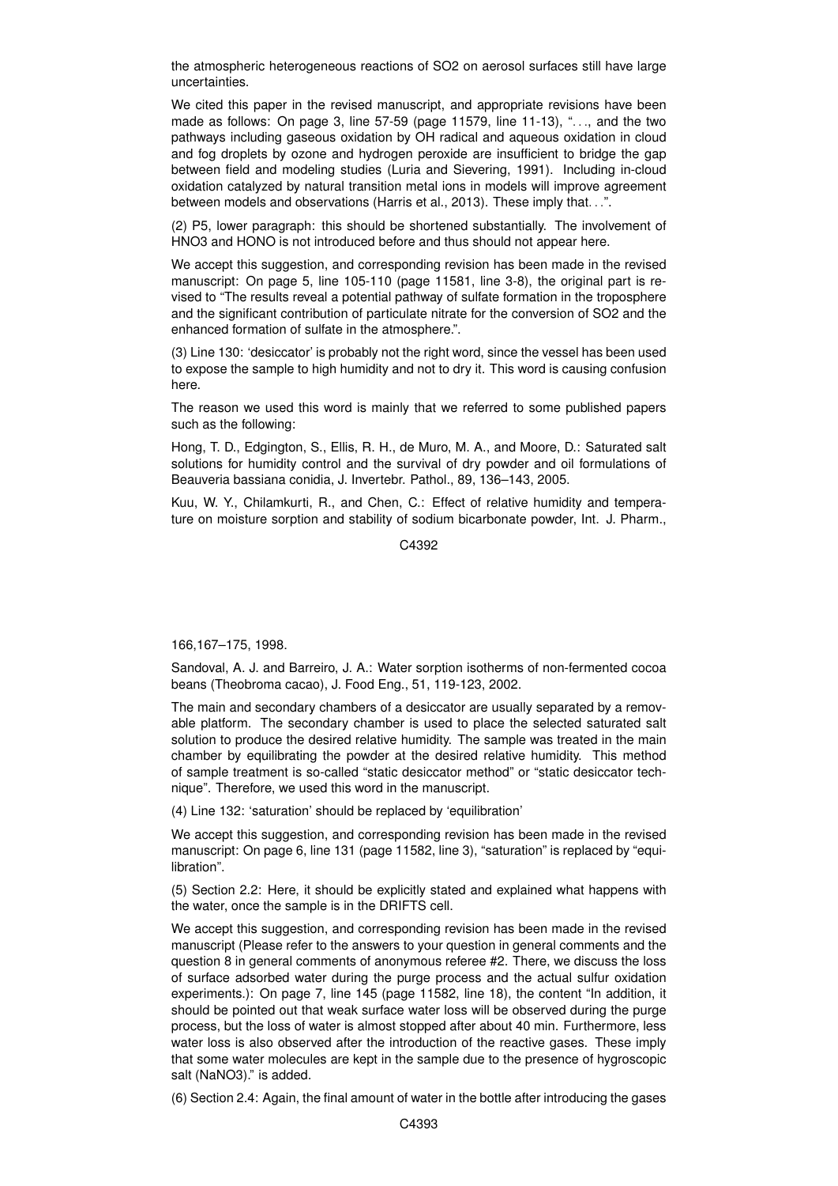the atmospheric heterogeneous reactions of $SO_2$ on aerosol surfaces still have large uncertainties.

We cited this paper in the revised manuscript, and appropriate revisions have been made as follows: On page 3, line 57-59 (page 11579, line 11-13), "..., and the two pathways including gaseous oxidation by OH radical and aqueous oxidation in cloud and fog droplets by ozone and hydrogen peroxide are insufficient to bridge the gap between field and modeling studies (Luria and Sievering, 1991). Including in-cloud oxidation catalyzed by natural transition metal ions in models will improve agreement between models and observations (Harris et al., 2013). These imply that...".

(2) P5, lower paragraph: this should be shortened substantially. The involvement of $HNO_3$ and HONO is not introduced before and thus should not appear here.

We accept this suggestion, and corresponding revision has been made in the revised manuscript: On page 5, line 105-110 (page 11581, line 3-8), the original part is revised to "The results reveal a potential pathway of sulfate formation in the troposphere and the significant contribution of particulate nitrate for the conversion of $SO_2$ and the enhanced formation of sulfate in the atmosphere.".

(3) Line 130: 'desiccator' is probably not the right word, since the vessel has been used to expose the sample to high humidity and not to dry it. This word is causing confusion here.

The reason we used this word is mainly that we referred to some published papers such as the following:

Hong, T. D., Edgington, S., Ellis, R. H., de Muro, M. A., and Moore, D.: Saturated salt solutions for humidity control and the survival of dry powder and oil formulations of Beauveria bassiana conidia, J. Invertebr. Pathol., 89, 136–143, 2005.

Kuu, W. Y., Chilamkurti, R., and Chen, C.: Effect of relative humidity and temperature on moisture sorption and stability of sodium bicarbonate powder, Int. J. Pharm., 166,167–175, 1998.

Sandoval, A. J. and Barreiro, J. A.: Water sorption isotherms of non-fermented cocoa beans (Theobroma cacao), J. Food Eng., 51, 119-123, 2002.

The main and secondary chambers of a desiccator are usually separated by a removable platform. The secondary chamber is used to place the selected saturated salt solution to produce the desired relative humidity. The sample was treated in the main chamber by equilibrating the powder at the desired relative humidity. This method of sample treatment is so-called "static desiccator method" or "static desiccator technique". Therefore, we used this word in the manuscript.

(4) Line 132: 'saturation' should be replaced by 'equilibration'

We accept this suggestion, and corresponding revision has been made in the revised manuscript: On page 6, line 131 (page 11582, line 3), "saturation" is replaced by "equilibration".

(5) Section 2.2: Here, it should be explicitly stated and explained what happens with the water, once the sample is in the DRIFTS cell.

We accept this suggestion, and corresponding revision has been made in the revised manuscript (Please refer to the answers to your question in general comments and the question 8 in general comments of anonymous referee #2. There, we discuss the loss of surface adsorbed water during the purge process and the actual sulfur oxidation experiments.): On page 7, line 145 (page 11582, line 18), the content "In addition, it should be pointed out that weak surface water loss will be observed during the purge process, but the loss of water is almost stopped after about 40 min. Furthermore, less water loss is also observed after the introduction of the reactive gases. These imply that some water molecules are kept in the sample due to the presence of hygroscopic salt ($NaNO_3$)." is added.

(6) Section 2.4: Again, the final amount of water in the bottle after introducing the gases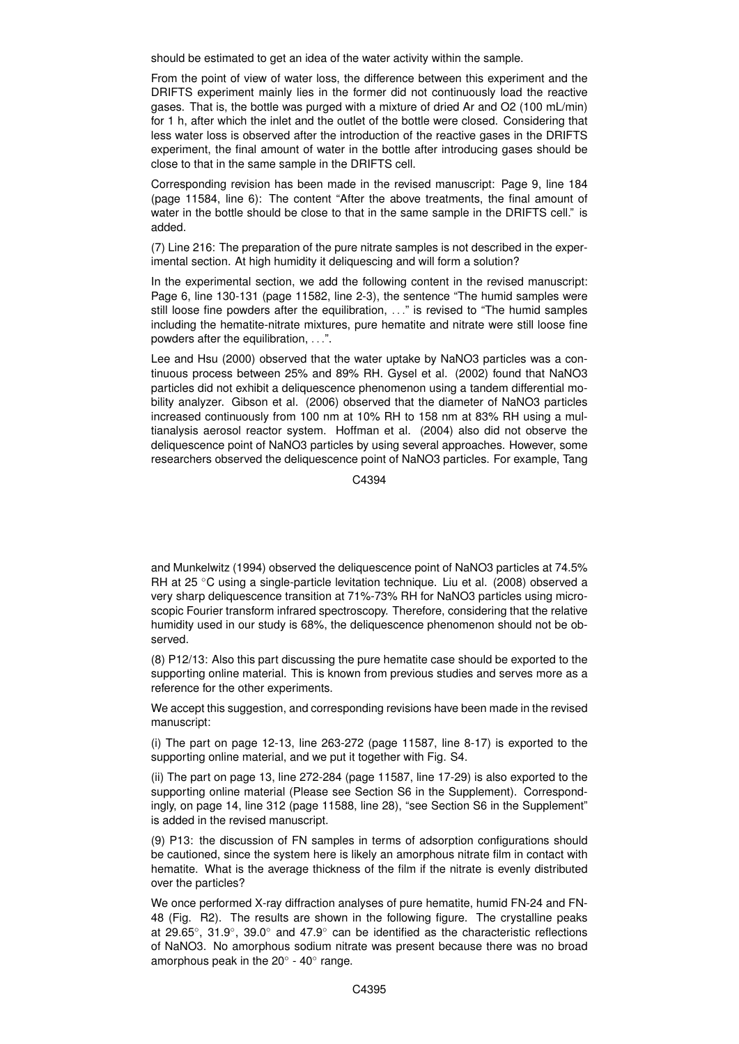should be estimated to get an idea of the water activity within the sample.

From the point of view of water loss, the difference between this experiment and the DRIFTS experiment mainly lies in the former did not continuously load the reactive gases. That is, the bottle was purged with a mixture of dried Ar and O2 (100 mL/min) for 1 h, after which the inlet and the outlet of the bottle were closed. Considering that less water loss is observed after the introduction of the reactive gases in the DRIFTS experiment, the final amount of water in the bottle after introducing gases should be close to that in the same sample in the DRIFTS cell.

Corresponding revision has been made in the revised manuscript: Page 9, line 184 (page 11584, line 6): The content "After the above treatments, the final amount of water in the bottle should be close to that in the same sample in the DRIFTS cell." is added.

(7) Line 216: The preparation of the pure nitrate samples is not described in the experimental section. At high humidity it deliquescing and will form a solution?

In the experimental section, we add the following content in the revised manuscript: Page 6, line 130-131 (page 11582, line 2-3), the sentence "The humid samples were still loose fine powders after the equilibration, . . ." is revised to "The humid samples including the hematite-nitrate mixtures, pure hematite and nitrate were still loose fine powders after the equilibration, . . .".

Lee and Hsu (2000) observed that the water uptake by $NaNO_3$ particles was a continuous process between 25% and 89% RH. Gysel et al. (2002) found that $NaNO_3$ particles did not exhibit a deliquescence phenomenon using a tandem differential mobility analyzer. Gibson et al. (2006) observed that the diameter of $NaNO_3$ particles increased continuously from 100 nm at 10% RH to 158 nm at 83% RH using a multianalysis aerosol reactor system. Hoffman et al. (2004) also did not observe the deliquescence point of $NaNO_3$ particles by using several approaches. However, some researchers observed the deliquescence point of $NaNO_3$ particles. For example, Tang and Munkelwitz (1994) observed the deliquescence point of $NaNO_3$ particles at 74.5% RH at 25 °C using a single-particle levitation technique. Liu et al. (2008) observed a very sharp deliquescence transition at 71%-73% RH for $NaNO_3$ particles using microscopic Fourier transform infrared spectroscopy. Therefore, considering that the relative humidity used in our study is 68%, the deliquescence phenomenon should not be observed.

(8) P12/13: Also this part discussing the pure hematite case should be exported to the supporting online material. This is known from previous studies and serves more as a reference for the other experiments.

We accept this suggestion, and corresponding revisions have been made in the revised manuscript:

(i) The part on page 12-13, line 263-272 (page 11587, line 8-17) is exported to the supporting online material, and we put it together with Fig. S4.

(ii) The part on page 13, line 272-284 (page 11587, line 17-29) is also exported to the supporting online material (Please see Section S6 in the Supplement). Correspondingly, on page 14, line 312 (page 11588, line 28), "see Section S6 in the Supplement" is added in the revised manuscript.

(9) P13: the discussion of FN samples in terms of adsorption configurations should be cautioned, since the system here is likely an amorphous nitrate film in contact with hematite. What is the average thickness of the film if the nitrate is evenly distributed over the particles?

We once performed X-ray diffraction analyses of pure hematite, humid FN-24 and FN-48 (Fig. R2). The results are shown in the following figure. The crystalline peaks at 29.65°, 31.9°, 39.0° and 47.9° can be identified as the characteristic reflections of $NaNO_3$. No amorphous sodium nitrate was present because there was no broad amorphous peak in the 20° - 40° range.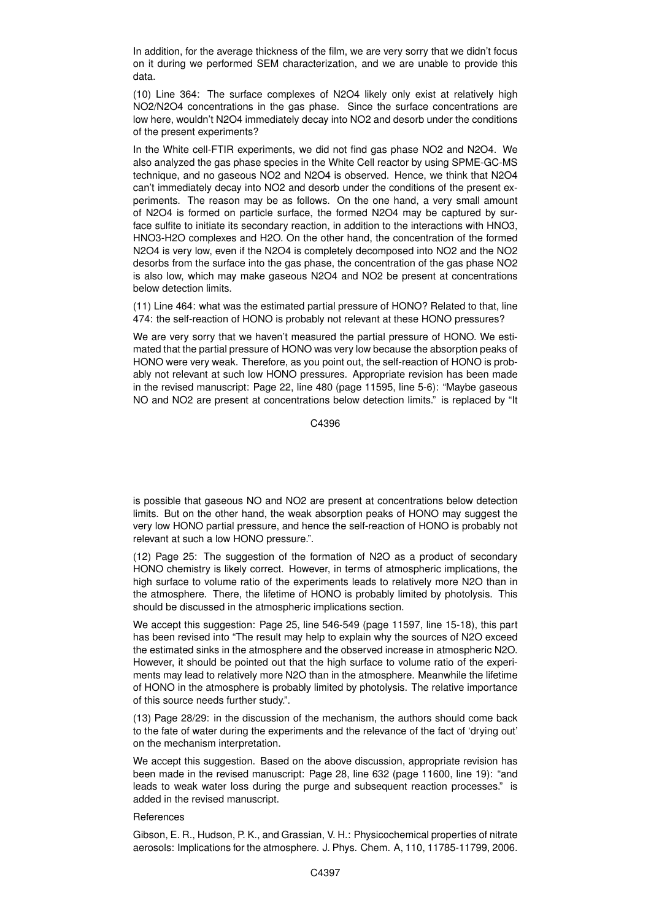In addition, for the average thickness of the film, we are very sorry that we didn't focus on it during we performed SEM characterization, and we are unable to provide this data.

(10) Line 364: The surface complexes of $N_2O_4$ likely only exist at relatively high $NO_2/N_2O_4$ concentrations in the gas phase. Since the surface concentrations are low here, wouldn't $N_2O_4$ immediately decay into $NO_2$ and desorb under the conditions of the present experiments?

In the White cell-FTIR experiments, we did not find gas phase $NO_2$ and $N_2O_4$. We also analyzed the gas phase species in the White Cell reactor by using SPME-GC-MS technique, and no gaseous $NO_2$ and $N_2O_4$ is observed. Hence, we think that $N_2O_4$ can't immediately decay into $NO_2$ and desorb under the conditions of the present experiments. The reason may be as follows. On the one hand, a very small amount of $N_2O_4$ is formed on particle surface, the formed $N_2O_4$ may be captured by surface sulfite to initiate its secondary reaction, in addition to the interactions with $HNO_3$, $HNO_3$-$H_2O$ complexes and $H_2O$. On the other hand, the concentration of the formed $N_2O_4$ is very low, even if the $N_2O_4$ is completely decomposed into $NO_2$ and the $NO_2$ desorbs from the surface into the gas phase, the concentration of the gas phase $NO_2$ is also low, which may make gaseous $N_2O_4$ and $NO_2$ be present at concentrations below detection limits.

(11) Line 464: what was the estimated partial pressure of HONO? Related to that, line 474: the self-reaction of HONO is probably not relevant at these HONO pressures?

We are very sorry that we haven't measured the partial pressure of HONO. We estimated that the partial pressure of HONO was very low because the absorption peaks of HONO were very weak. Therefore, as you point out, the self-reaction of HONO is probably not relevant at such low HONO pressures. Appropriate revision has been made in the revised manuscript: Page 22, line 480 (page 11595, line 5-6): "Maybe gaseous NO and $NO_2$ are present at concentrations below detection limits." is replaced by "It is possible that gaseous NO and $NO_2$ are present at concentrations below detection limits. But on the other hand, the weak absorption peaks of HONO may suggest the very low HONO partial pressure, and hence the self-reaction of HONO is probably not relevant at such a low HONO pressure.".

(12) Page 25: The suggestion of the formation of $N_2O$ as a product of secondary HONO chemistry is likely correct. However, in terms of atmospheric implications, the high surface to volume ratio of the experiments leads to relatively more $N_2O$ than in the atmosphere. There, the lifetime of HONO is probably limited by photolysis. This should be discussed in the atmospheric implications section.

We accept this suggestion: Page 25, line 546-549 (page 11597, line 15-18), this part has been revised into "The result may help to explain why the sources of $N_2O$ exceed the estimated sinks in the atmosphere and the observed increase in atmospheric $N_2O$. However, it should be pointed out that the high surface to volume ratio of the experiments may lead to relatively more $N_2O$ than in the atmosphere. Meanwhile the lifetime of HONO in the atmosphere is probably limited by photolysis. The relative importance of this source needs further study.".

(13) Page 28/29: in the discussion of the mechanism, the authors should come back to the fate of water during the experiments and the relevance of the fact of 'drying out' on the mechanism interpretation.

We accept this suggestion. Based on the above discussion, appropriate revision has been made in the revised manuscript: Page 28, line 632 (page 11600, line 19): "and leads to weak water loss during the purge and subsequent reaction processes." is added in the revised manuscript.

References

Gibson, E. R., Hudson, P. K., and Grassian, V. H.: Physicochemical properties of nitrate aerosols: Implications for the atmosphere. J. Phys. Chem. A, 110, 11785-11799, 2006.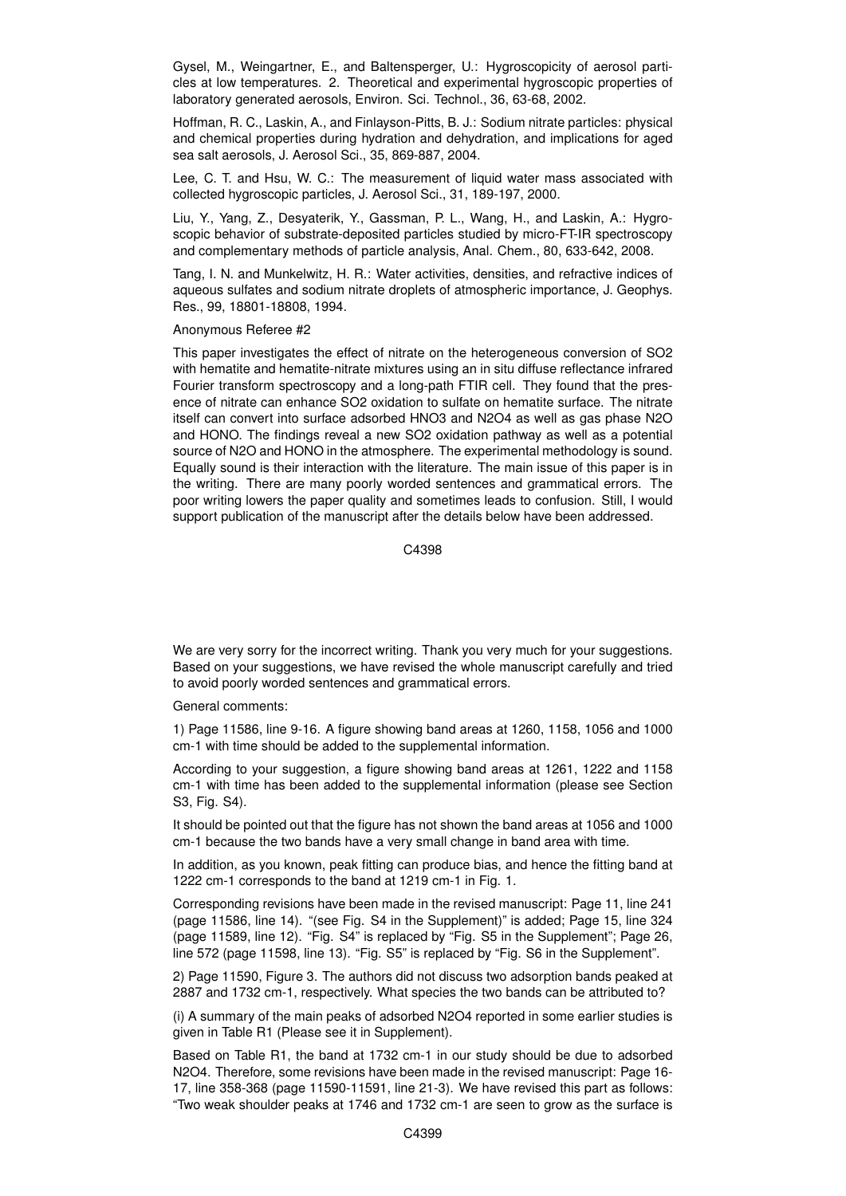Gysel, M., Weingartner, E., and Baltensperger, U.: Hygroscopicity of aerosol particles at low temperatures. 2. Theoretical and experimental hygroscopic properties of laboratory generated aerosols, Environ. Sci. Technol., 36, 63-68, 2002.

Hoffman, R. C., Laskin, A., and Finlayson-Pitts, B. J.: Sodium nitrate particles: physical and chemical properties during hydration and dehydration, and implications for aged sea salt aerosols, J. Aerosol Sci., 35, 869-887, 2004.

Lee, C. T. and Hsu, W. C.: The measurement of liquid water mass associated with collected hygroscopic particles, J. Aerosol Sci., 31, 189-197, 2000.

Liu, Y., Yang, Z., Desyaterik, Y., Gassman, P. L., Wang, H., and Laskin, A.: Hygroscopic behavior of substrate-deposited particles studied by micro-FT-IR spectroscopy and complementary methods of particle analysis, Anal. Chem., 80, 633-642, 2008.

Tang, I. N. and Munkelwitz, H. R.: Water activities, densities, and refractive indices of aqueous sulfates and sodium nitrate droplets of atmospheric importance, J. Geophys. Res., 99, 18801-18808, 1994.

Anonymous Referee #2

This paper investigates the effect of nitrate on the heterogeneous conversion of $SO_2$ with hematite and hematite-nitrate mixtures using an in situ diffuse reflectance infrared Fourier transform spectroscopy and a long-path FTIR cell. They found that the presence of nitrate can enhance $SO_2$ oxidation to sulfate on hematite surface. The nitrate itself can convert into surface adsorbed $HNO_3$ and $N_2O_4$ as well as gas phase $N_2O$ and HONO. The findings reveal a new $SO_2$ oxidation pathway as well as a potential source of $N_2O$ and HONO in the atmosphere. The experimental methodology is sound. Equally sound is their interaction with the literature. The main issue of this paper is in the writing. There are many poorly worded sentences and grammatical errors. The poor writing lowers the paper quality and sometimes leads to confusion. Still, I would support publication of the manuscript after the details below have been addressed.

We are very sorry for the incorrect writing. Thank you very much for your suggestions. Based on your suggestions, we have revised the whole manuscript carefully and tried to avoid poorly worded sentences and grammatical errors.

General comments:

1) Page 11586, line 9-16. A figure showing band areas at 1260, 1158, 1056 and 1000 cm-1 with time should be added to the supplemental information.

According to your suggestion, a figure showing band areas at 1261, 1222 and 1158 cm-1 with time has been added to the supplemental information (please see Section S3, Fig. S4).

It should be pointed out that the figure has not shown the band areas at 1056 and 1000 cm-1 because the two bands have a very small change in band area with time.

In addition, as you known, peak fitting can produce bias, and hence the fitting band at 1222 cm-1 corresponds to the band at 1219 cm-1 in Fig. 1.

Corresponding revisions have been made in the revised manuscript: Page 11, line 241 (page 11586, line 14). "(see Fig. S4 in the Supplement)" is added; Page 15, line 324 (page 11589, line 12). "Fig. S4" is replaced by "Fig. S5 in the Supplement"; Page 26, line 572 (page 11598, line 13). "Fig. S5" is replaced by "Fig. S6 in the Supplement".

2) Page 11590, Figure 3. The authors did not discuss two adsorption bands peaked at 2887 and 1732 cm-1, respectively. What species the two bands can be attributed to?

(i) A summary of the main peaks of adsorbed $N_2O_4$ reported in some earlier studies is given in Table R1 (Please see it in Supplement).

Based on Table R1, the band at 1732 cm-1 in our study should be due to adsorbed $N_2O_4$. Therefore, some revisions have been made in the revised manuscript: Page 16-17, line 358-368 (page 11590-11591, line 21-3). We have revised this part as follows: "Two weak shoulder peaks at 1746 and 1732 cm-1 are seen to grow as the surface is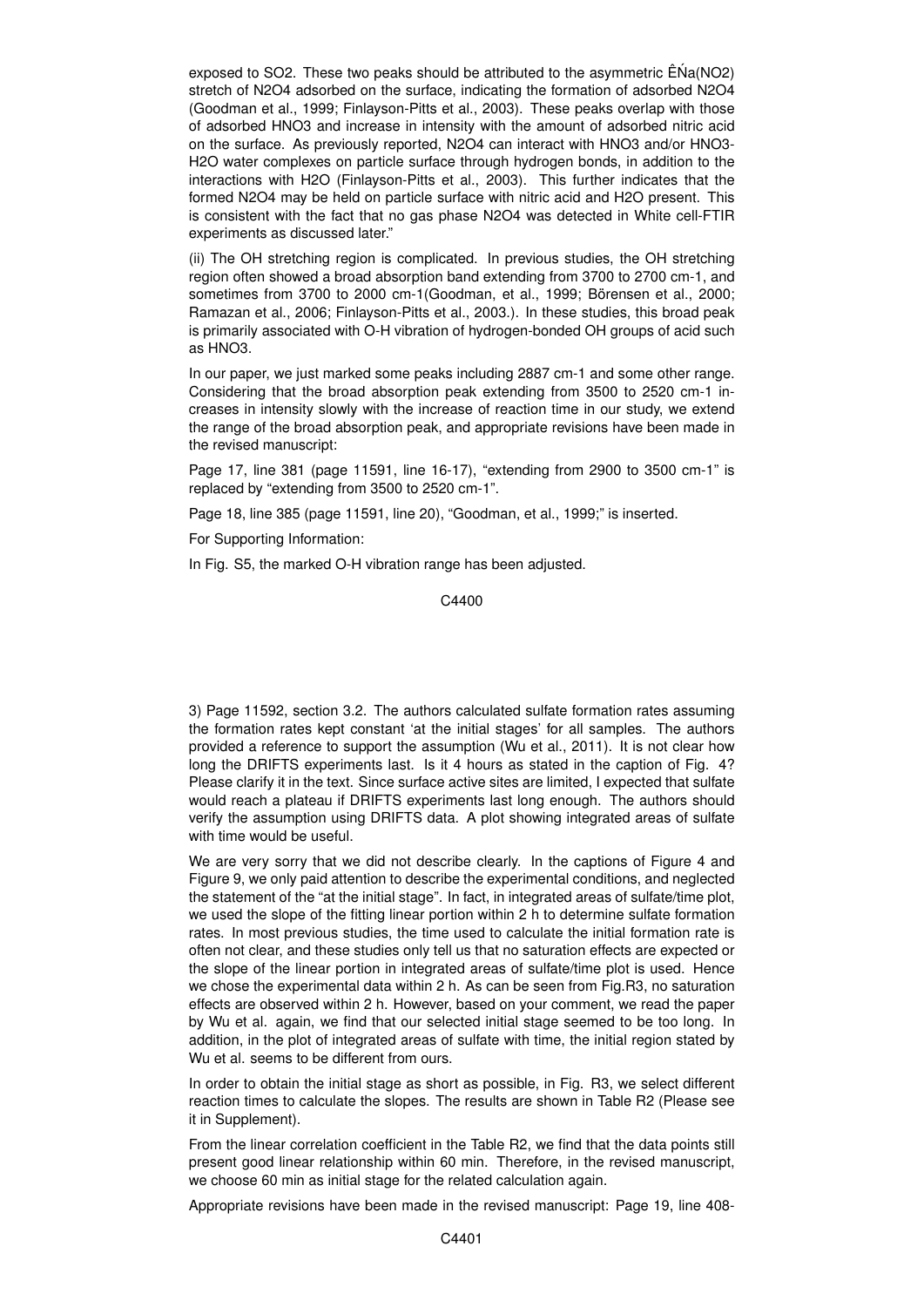exposed to SO2. These two peaks should be attributed to the asymmetric ÊŃa(NO2) stretch of N2O4 adsorbed on the surface, indicating the formation of adsorbed N2O4 (Goodman et al., 1999; Finlayson-Pitts et al., 2003). These peaks overlap with those of adsorbed HNO3 and increase in intensity with the amount of adsorbed nitric acid on the surface. As previously reported, N2O4 can interact with HNO3 and/or HNO3-H2O water complexes on particle surface through hydrogen bonds, in addition to the interactions with H2O (Finlayson-Pitts et al., 2003). This further indicates that the formed N2O4 may be held on particle surface with nitric acid and H2O present. This is consistent with the fact that no gas phase N2O4 was detected in White cell-FTIR experiments as discussed later."

(ii) The OH stretching region is complicated. In previous studies, the OH stretching region often showed a broad absorption band extending from 3700 to 2700 cm-1, and sometimes from 3700 to 2000 cm-1(Goodman, et al., 1999; Börensen et al., 2000; Ramazan et al., 2006; Finlayson-Pitts et al., 2003.). In these studies, this broad peak is primarily associated with O-H vibration of hydrogen-bonded OH groups of acid such as HNO3.

In our paper, we just marked some peaks including 2887 cm-1 and some other range. Considering that the broad absorption peak extending from 3500 to 2520 cm-1 increases in intensity slowly with the increase of reaction time in our study, we extend the range of the broad absorption peak, and appropriate revisions have been made in the revised manuscript:

Page 17, line 381 (page 11591, line 16-17), "extending from 2900 to 3500 cm-1" is replaced by "extending from 3500 to 2520 cm-1".

Page 18, line 385 (page 11591, line 20), "Goodman, et al., 1999;" is inserted.

For Supporting Information:

In Fig. S5, the marked O-H vibration range has been adjusted.

3) Page 11592, section 3.2. The authors calculated sulfate formation rates assuming the formation rates kept constant 'at the initial stages' for all samples. The authors provided a reference to support the assumption (Wu et al., 2011). It is not clear how long the DRIFTS experiments last. Is it 4 hours as stated in the caption of Fig. 4? Please clarify it in the text. Since surface active sites are limited, I expected that sulfate would reach a plateau if DRIFTS experiments last long enough. The authors should verify the assumption using DRIFTS data. A plot showing integrated areas of sulfate with time would be useful.

We are very sorry that we did not describe clearly. In the captions of Figure 4 and Figure 9, we only paid attention to describe the experimental conditions, and neglected the statement of the "at the initial stage". In fact, in integrated areas of sulfate/time plot, we used the slope of the fitting linear portion within 2 h to determine sulfate formation rates. In most previous studies, the time used to calculate the initial formation rate is often not clear, and these studies only tell us that no saturation effects are expected or the slope of the linear portion in integrated areas of sulfate/time plot is used. Hence we chose the experimental data within 2 h. As can be seen from Fig.R3, no saturation effects are observed within 2 h. However, based on your comment, we read the paper by Wu et al. again, we find that our selected initial stage seemed to be too long. In addition, in the plot of integrated areas of sulfate with time, the initial region stated by Wu et al. seems to be different from ours.

In order to obtain the initial stage as short as possible, in Fig. R3, we select different reaction times to calculate the slopes. The results are shown in Table R2 (Please see it in Supplement).

From the linear correlation coefficient in the Table R2, we find that the data points still present good linear relationship within 60 min. Therefore, in the revised manuscript, we choose 60 min as initial stage for the related calculation again.

Appropriate revisions have been made in the revised manuscript: Page 19, line 408-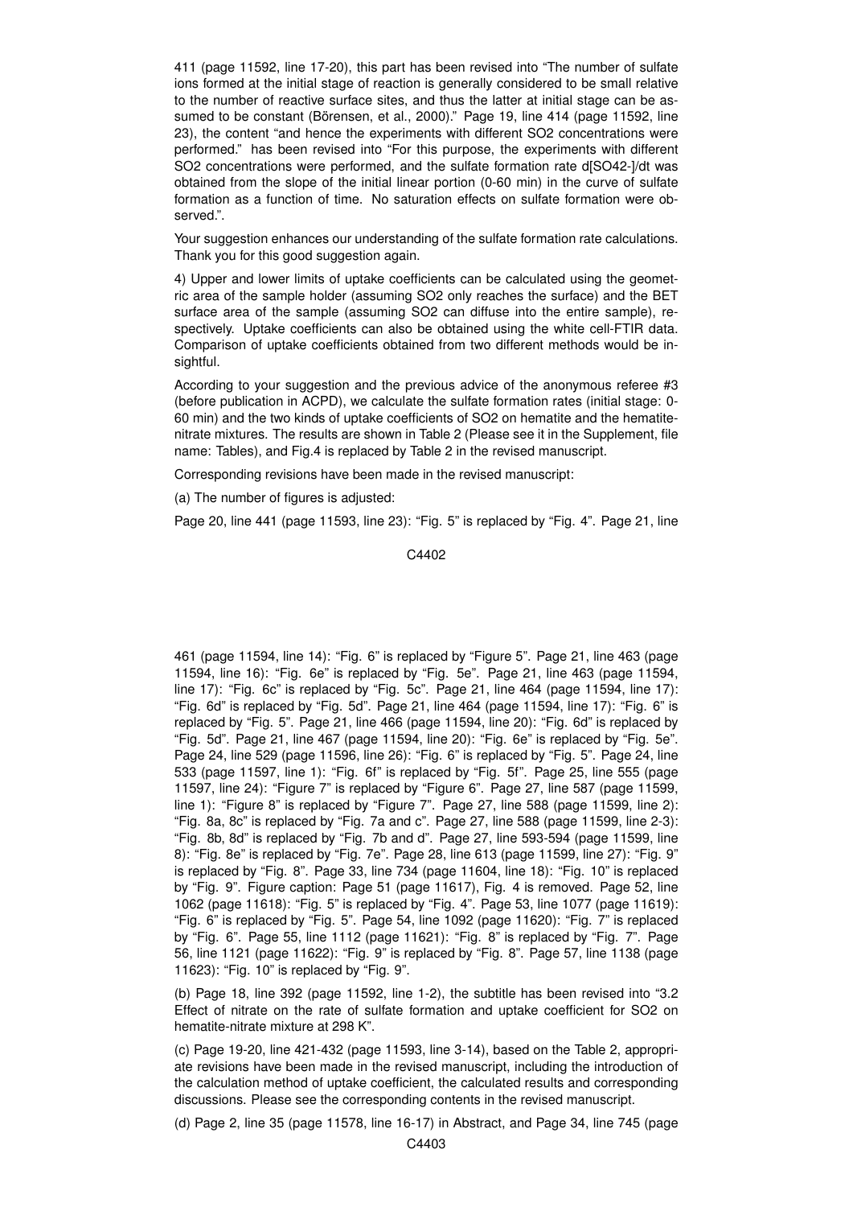411 (page 11592, line 17-20), this part has been revised into "The number of sulfate ions formed at the initial stage of reaction is generally considered to be small relative to the number of reactive surface sites, and thus the latter at initial stage can be assumed to be constant (Börensen, et al., 2000)." Page 19, line 414 (page 11592, line 23), the content "and hence the experiments with different SO2 concentrations were performed." has been revised into "For this purpose, the experiments with different SO2 concentrations were performed, and the sulfate formation rate d[SO42-]/dt was obtained from the slope of the initial linear portion (0-60 min) in the curve of sulfate formation as a function of time. No saturation effects on sulfate formation were observed.".

Your suggestion enhances our understanding of the sulfate formation rate calculations. Thank you for this good suggestion again.

4) Upper and lower limits of uptake coefficients can be calculated using the geometric area of the sample holder (assuming SO2 only reaches the surface) and the BET surface area of the sample (assuming SO2 can diffuse into the entire sample), respectively. Uptake coefficients can also be obtained using the white cell-FTIR data. Comparison of uptake coefficients obtained from two different methods would be insightful.

According to your suggestion and the previous advice of the anonymous referee #3 (before publication in ACPD), we calculate the sulfate formation rates (initial stage: 0-60 min) and the two kinds of uptake coefficients of SO2 on hematite and the hematite-nitrate mixtures. The results are shown in Table 2 (Please see it in the Supplement, file name: Tables), and Fig.4 is replaced by Table 2 in the revised manuscript.

Corresponding revisions have been made in the revised manuscript:

(a) The number of figures is adjusted:

Page 20, line 441 (page 11593, line 23): "Fig. 5" is replaced by "Fig. 4". Page 21, line 461 (page 11594, line 14): "Fig. 6" is replaced by "Figure 5". Page 21, line 463 (page 11594, line 16): "Fig. 6e" is replaced by "Fig. 5e". Page 21, line 463 (page 11594, line 17): "Fig. 6c" is replaced by "Fig. 5c". Page 21, line 464 (page 11594, line 17): "Fig. 6d" is replaced by "Fig. 5d". Page 21, line 464 (page 11594, line 17): "Fig. 6" is replaced by "Fig. 5". Page 21, line 466 (page 11594, line 20): "Fig. 6d" is replaced by "Fig. 5d". Page 21, line 467 (page 11594, line 20): "Fig. 6e" is replaced by "Fig. 5e". Page 24, line 529 (page 11596, line 26): "Fig. 6" is replaced by "Fig. 5". Page 24, line 533 (page 11597, line 1): "Fig. 6f" is replaced by "Fig. 5f". Page 25, line 555 (page 11597, line 24): "Figure 7" is replaced by "Figure 6". Page 27, line 587 (page 11599, line 1): "Figure 8" is replaced by "Figure 7". Page 27, line 588 (page 11599, line 2): "Fig. 8a, 8c" is replaced by "Fig. 7a and c". Page 27, line 588 (page 11599, line 2-3): "Fig. 8b, 8d" is replaced by "Fig. 7b and d". Page 27, line 593-594 (page 11599, line 8): "Fig. 8e" is replaced by "Fig. 7e". Page 28, line 613 (page 11599, line 27): "Fig. 9" is replaced by "Fig. 8". Page 33, line 734 (page 11604, line 18): "Fig. 10" is replaced by "Fig. 9". Figure caption: Page 51 (page 11617), Fig. 4 is removed. Page 52, line 1062 (page 11618): "Fig. 5" is replaced by "Fig. 4". Page 53, line 1077 (page 11619): "Fig. 6" is replaced by "Fig. 5". Page 54, line 1092 (page 11620): "Fig. 7" is replaced by "Fig. 6". Page 55, line 1112 (page 11621): "Fig. 8" is replaced by "Fig. 7". Page 56, line 1121 (page 11622): "Fig. 9" is replaced by "Fig. 8". Page 57, line 1138 (page 11623): "Fig. 10" is replaced by "Fig. 9".

(b) Page 18, line 392 (page 11592, line 1-2), the subtitle has been revised into "3.2 Effect of nitrate on the rate of sulfate formation and uptake coefficient for SO2 on hematite-nitrate mixture at 298 K".

(c) Page 19-20, line 421-432 (page 11593, line 3-14), based on the Table 2, appropriate revisions have been made in the revised manuscript, including the introduction of the calculation method of uptake coefficient, the calculated results and corresponding discussions. Please see the corresponding contents in the revised manuscript.

(d) Page 2, line 35 (page 11578, line 16-17) in Abstract, and Page 34, line 745 (page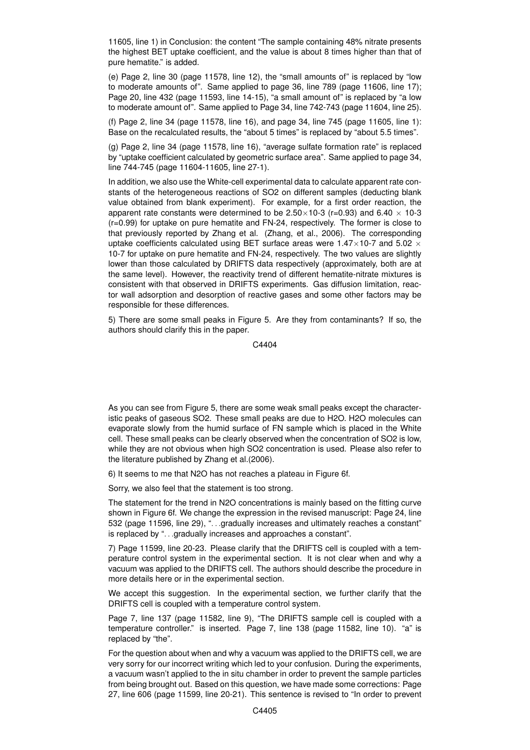11605, line 1) in Conclusion: the content "The sample containing 48% nitrate presents the highest BET uptake coefficient, and the value is about 8 times higher than that of pure hematite." is added.

(e) Page 2, line 30 (page 11578, line 12), the "small amounts of" is replaced by "low to moderate amounts of". Same applied to page 36, line 789 (page 11606, line 17); Page 20, line 432 (page 11593, line 14-15), "a small amount of" is replaced by "a low to moderate amount of". Same applied to Page 34, line 742-743 (page 11604, line 25).

(f) Page 2, line 34 (page 11578, line 16), and page 34, line 745 (page 11605, line 1): Base on the recalculated results, the "about 5 times" is replaced by "about 5.5 times".

(g) Page 2, line 34 (page 11578, line 16), "average sulfate formation rate" is replaced by "uptake coefficient calculated by geometric surface area". Same applied to page 34, line 744-745 (page 11604-11605, line 27-1).

In addition, we also use the White-cell experimental data to calculate apparent rate constants of the heterogeneous reactions of $SO_2$ on different samples (deducting blank value obtained from blank experiment). For example, for a first order reaction, the apparent rate constants were determined to be $2.50\times10^{-3}$ (r=0.93) and $6.40 \times 10^{-3}$ (r=0.99) for uptake on pure hematite and FN-24, respectively. The former is close to that previously reported by Zhang et al. (Zhang, et al., 2006). The corresponding uptake coefficients calculated using BET surface areas were $1.47\times10^{-7}$ and $5.02 \times 10^{-7}$ for uptake on pure hematite and FN-24, respectively. The two values are slightly lower than those calculated by DRIFTS data respectively (approximately, both are at the same level). However, the reactivity trend of different hematite-nitrate mixtures is consistent with that observed in DRIFTS experiments. Gas diffusion limitation, reactor wall adsorption and desorption of reactive gases and some other factors may be responsible for these differences.

5) There are some small peaks in Figure 5. Are they from contaminants? If so, the authors should clarify this in the paper.

As you can see from Figure 5, there are some weak small peaks except the characteristic peaks of gaseous $SO_2$. These small peaks are due to $H_2O$. $H_2O$ molecules can evaporate slowly from the humid surface of FN sample which is placed in the White cell. These small peaks can be clearly observed when the concentration of $SO_2$ is low, while they are not obvious when high $SO_2$ concentration is used. Please also refer to the literature published by Zhang et al.(2006).

6) It seems to me that $N_2O$ has not reaches a plateau in Figure 6f.

Sorry, we also feel that the statement is too strong.

The statement for the trend in $N_2O$ concentrations is mainly based on the fitting curve shown in Figure 6f. We change the expression in the revised manuscript: Page 24, line 532 (page 11596, line 29), "...gradually increases and ultimately reaches a constant" is replaced by "...gradually increases and approaches a constant".

7) Page 11599, line 20-23. Please clarify that the DRIFTS cell is coupled with a temperature control system in the experimental section. It is not clear when and why a vacuum was applied to the DRIFTS cell. The authors should describe the procedure in more details here or in the experimental section.

We accept this suggestion. In the experimental section, we further clarify that the DRIFTS cell is coupled with a temperature control system.

Page 7, line 137 (page 11582, line 9), "The DRIFTS sample cell is coupled with a temperature controller." is inserted. Page 7, line 138 (page 11582, line 10). "a" is replaced by "the".

For the question about when and why a vacuum was applied to the DRIFTS cell, we are very sorry for our incorrect writing which led to your confusion. During the experiments, a vacuum wasn't applied to the in situ chamber in order to prevent the sample particles from being brought out. Based on this question, we have made some corrections: Page 27, line 606 (page 11599, line 20-21). This sentence is revised to "In order to prevent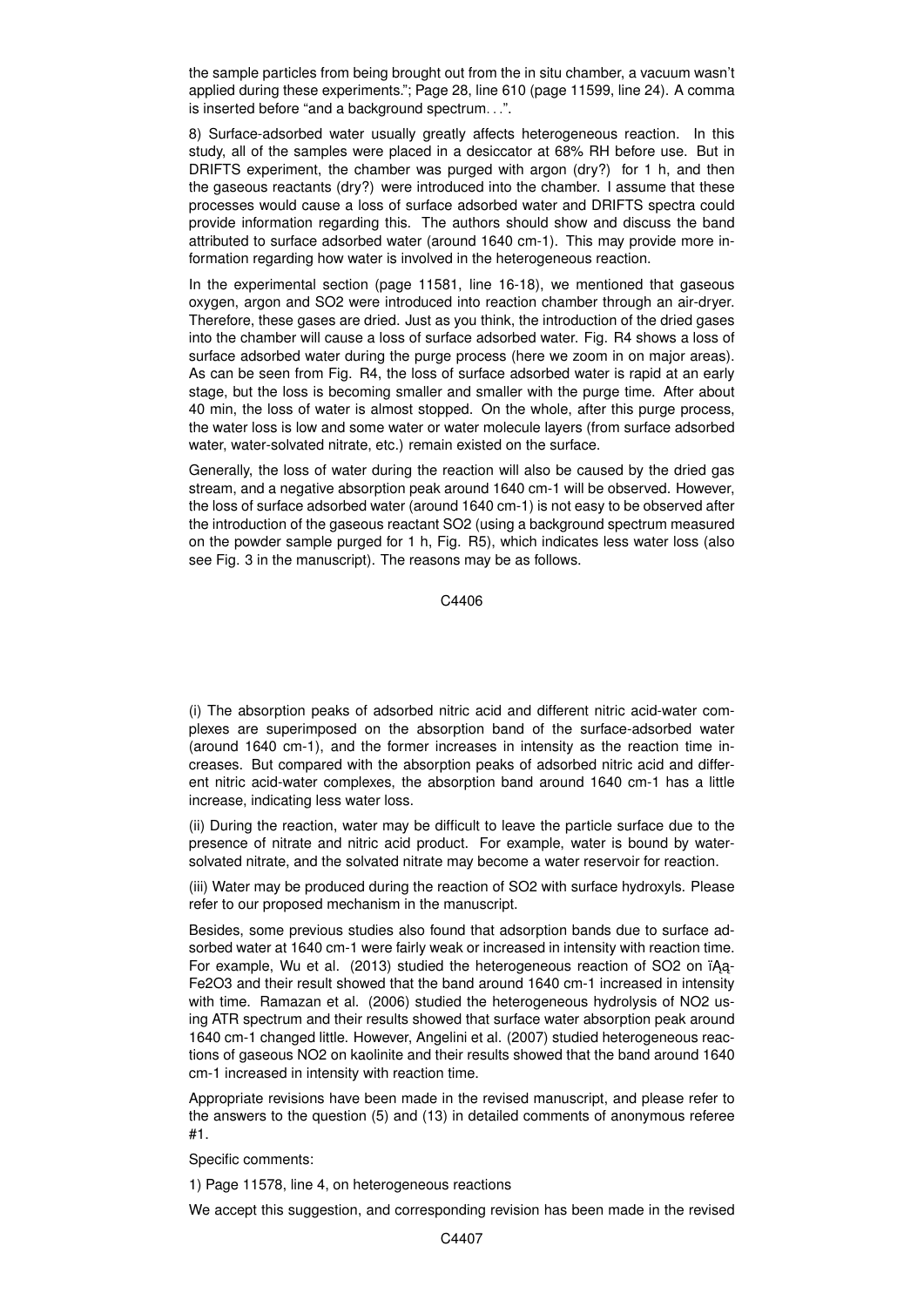the sample particles from being brought out from the in situ chamber, a vacuum wasn't applied during these experiments."; Page 28, line 610 (page 11599, line 24). A comma is inserted before "and a background spectrum. . .".

8) Surface-adsorbed water usually greatly affects heterogeneous reaction. In this study, all of the samples were placed in a desiccator at 68% RH before use. But in DRIFTS experiment, the chamber was purged with argon (dry?) for 1 h, and then the gaseous reactants (dry?) were introduced into the chamber. I assume that these processes would cause a loss of surface adsorbed water and DRIFTS spectra could provide information regarding this. The authors should show and discuss the band attributed to surface adsorbed water (around 1640 cm-1). This may provide more information regarding how water is involved in the heterogeneous reaction.

In the experimental section (page 11581, line 16-18), we mentioned that gaseous oxygen, argon and SO2 were introduced into reaction chamber through an air-dryer. Therefore, these gases are dried. Just as you think, the introduction of the dried gases into the chamber will cause a loss of surface adsorbed water. Fig. R4 shows a loss of surface adsorbed water during the purge process (here we zoom in on major areas). As can be seen from Fig. R4, the loss of surface adsorbed water is rapid at an early stage, but the loss is becoming smaller and smaller with the purge time. After about 40 min, the loss of water is almost stopped. On the whole, after this purge process, the water loss is low and some water or water molecule layers (from surface adsorbed water, water-solvated nitrate, etc.) remain existed on the surface.

Generally, the loss of water during the reaction will also be caused by the dried gas stream, and a negative absorption peak around 1640 cm-1 will be observed. However, the loss of surface adsorbed water (around 1640 cm-1) is not easy to be observed after the introduction of the gaseous reactant SO2 (using a background spectrum measured on the powder sample purged for 1 h, Fig. R5), which indicates less water loss (also see Fig. 3 in the manuscript). The reasons may be as follows.

(i) The absorption peaks of adsorbed nitric acid and different nitric acid-water complexes are superimposed on the absorption band of the surface-adsorbed water (around 1640 cm-1), and the former increases in intensity as the reaction time increases. But compared with the absorption peaks of adsorbed nitric acid and different nitric acid-water complexes, the absorption band around 1640 cm-1 has a little increase, indicating less water loss.

(ii) During the reaction, water may be difficult to leave the particle surface due to the presence of nitrate and nitric acid product. For example, water is bound by water-solvated nitrate, and the solvated nitrate may become a water reservoir for reaction.

(iii) Water may be produced during the reaction of SO2 with surface hydroxyls. Please refer to our proposed mechanism in the manuscript.

Besides, some previous studies also found that adsorption bands due to surface adsorbed water at 1640 cm-1 were fairly weak or increased in intensity with reaction time. For example, Wu et al. (2013) studied the heterogeneous reaction of SO2 on ïĄą-Fe2O3 and their result showed that the band around 1640 cm-1 increased in intensity with time. Ramazan et al. (2006) studied the heterogeneous hydrolysis of NO2 using ATR spectrum and their results showed that surface water absorption peak around 1640 cm-1 changed little. However, Angelini et al. (2007) studied heterogeneous reactions of gaseous NO2 on kaolinite and their results showed that the band around 1640 cm-1 increased in intensity with reaction time.

Appropriate revisions have been made in the revised manuscript, and please refer to the answers to the question (5) and (13) in detailed comments of anonymous referee #1.

Specific comments:

1) Page 11578, line 4, on heterogeneous reactions

We accept this suggestion, and corresponding revision has been made in the revised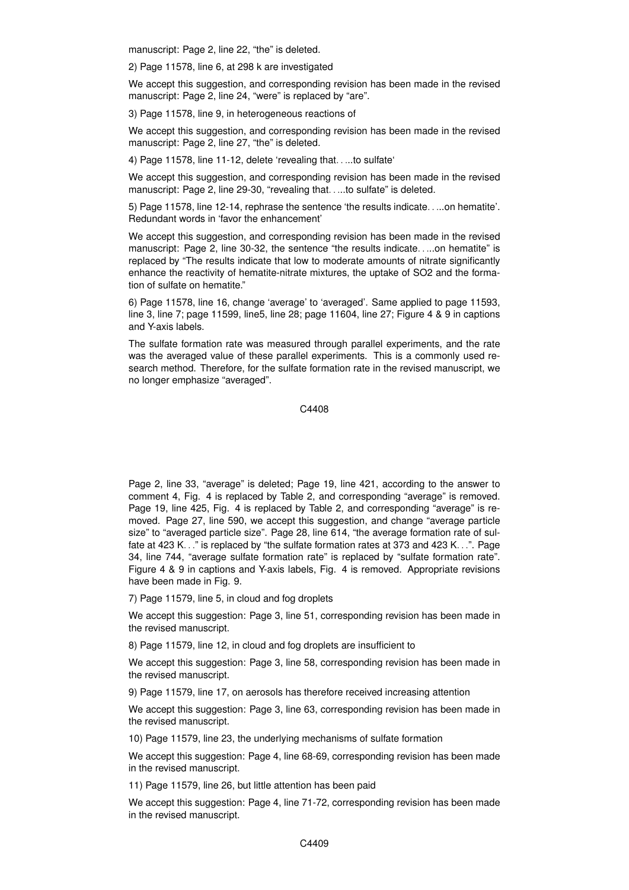manuscript: Page 2, line 22, "the" is deleted.

2) Page 11578, line 6, at 298 k are investigated

We accept this suggestion, and corresponding revision has been made in the revised manuscript: Page 2, line 24, "were" is replaced by "are".

3) Page 11578, line 9, in heterogeneous reactions of

We accept this suggestion, and corresponding revision has been made in the revised manuscript: Page 2, line 27, "the" is deleted.

4) Page 11578, line 11-12, delete 'revealing that. . ...to sulfate'

We accept this suggestion, and corresponding revision has been made in the revised manuscript: Page 2, line 29-30, "revealing that. . ...to sulfate" is deleted.

5) Page 11578, line 12-14, rephrase the sentence 'the results indicate. . ...on hematite'. Redundant words in 'favor the enhancement'

We accept this suggestion, and corresponding revision has been made in the revised manuscript: Page 2, line 30-32, the sentence "the results indicate. . ...on hematite" is replaced by "The results indicate that low to moderate amounts of nitrate significantly enhance the reactivity of hematite-nitrate mixtures, the uptake of SO2 and the formation of sulfate on hematite."

6) Page 11578, line 16, change 'average' to 'averaged'. Same applied to page 11593, line 3, line 7; page 11599, line5, line 28; page 11604, line 27; Figure 4 & 9 in captions and Y-axis labels.

The sulfate formation rate was measured through parallel experiments, and the rate was the averaged value of these parallel experiments. This is a commonly used research method. Therefore, for the sulfate formation rate in the revised manuscript, we no longer emphasize "averaged".

Page 2, line 33, "average" is deleted; Page 19, line 421, according to the answer to comment 4, Fig. 4 is replaced by Table 2, and corresponding "average" is removed. Page 19, line 425, Fig. 4 is replaced by Table 2, and corresponding "average" is removed. Page 27, line 590, we accept this suggestion, and change "average particle size" to "averaged particle size". Page 28, line 614, "the average formation rate of sulfate at 423 K. . ." is replaced by "the sulfate formation rates at 373 and 423 K. . .". Page 34, line 744, "average sulfate formation rate" is replaced by "sulfate formation rate". Figure 4 & 9 in captions and Y-axis labels, Fig. 4 is removed. Appropriate revisions have been made in Fig. 9.

7) Page 11579, line 5, in cloud and fog droplets

We accept this suggestion: Page 3, line 51, corresponding revision has been made in the revised manuscript.

8) Page 11579, line 12, in cloud and fog droplets are insufficient to

We accept this suggestion: Page 3, line 58, corresponding revision has been made in the revised manuscript.

9) Page 11579, line 17, on aerosols has therefore received increasing attention

We accept this suggestion: Page 3, line 63, corresponding revision has been made in the revised manuscript.

10) Page 11579, line 23, the underlying mechanisms of sulfate formation

We accept this suggestion: Page 4, line 68-69, corresponding revision has been made in the revised manuscript.

11) Page 11579, line 26, but little attention has been paid

We accept this suggestion: Page 4, line 71-72, corresponding revision has been made in the revised manuscript.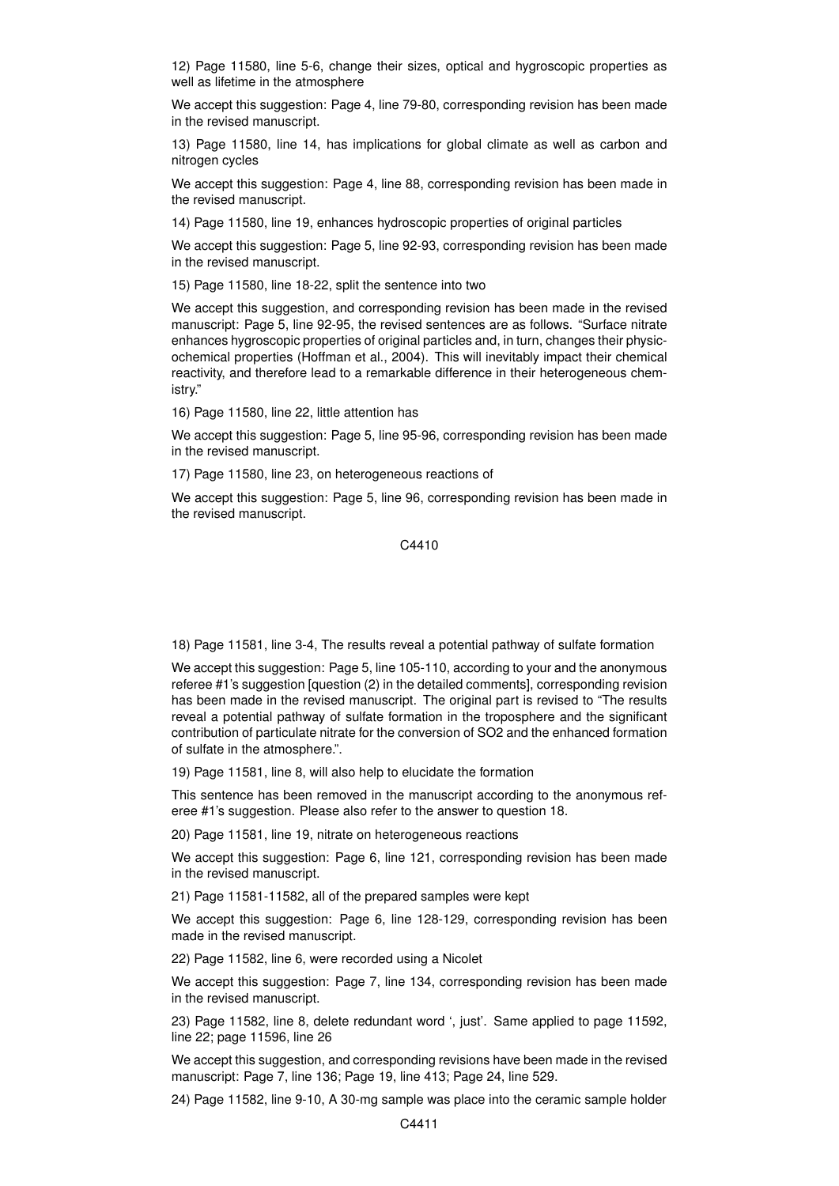12) Page 11580, line 5-6, change their sizes, optical and hygroscopic properties as well as lifetime in the atmosphere

We accept this suggestion: Page 4, line 79-80, corresponding revision has been made in the revised manuscript.

13) Page 11580, line 14, has implications for global climate as well as carbon and nitrogen cycles

We accept this suggestion: Page 4, line 88, corresponding revision has been made in the revised manuscript.

14) Page 11580, line 19, enhances hydroscopic properties of original particles

We accept this suggestion: Page 5, line 92-93, corresponding revision has been made in the revised manuscript.

15) Page 11580, line 18-22, split the sentence into two

We accept this suggestion, and corresponding revision has been made in the revised manuscript: Page 5, line 92-95, the revised sentences are as follows. "Surface nitrate enhances hygroscopic properties of original particles and, in turn, changes their physicochemical properties (Hoffman et al., 2004). This will inevitably impact their chemical reactivity, and therefore lead to a remarkable difference in their heterogeneous chemistry."

16) Page 11580, line 22, little attention has

We accept this suggestion: Page 5, line 95-96, corresponding revision has been made in the revised manuscript.

17) Page 11580, line 23, on heterogeneous reactions of

We accept this suggestion: Page 5, line 96, corresponding revision has been made in the revised manuscript.

18) Page 11581, line 3-4, The results reveal a potential pathway of sulfate formation

We accept this suggestion: Page 5, line 105-110, according to your and the anonymous referee #1's suggestion [question (2) in the detailed comments], corresponding revision has been made in the revised manuscript. The original part is revised to "The results reveal a potential pathway of sulfate formation in the troposphere and the significant contribution of particulate nitrate for the conversion of $SO_2$ and the enhanced formation of sulfate in the atmosphere.".

19) Page 11581, line 8, will also help to elucidate the formation

This sentence has been removed in the manuscript according to the anonymous referee #1's suggestion. Please also refer to the answer to question 18.

20) Page 11581, line 19, nitrate on heterogeneous reactions

We accept this suggestion: Page 6, line 121, corresponding revision has been made in the revised manuscript.

21) Page 11581-11582, all of the prepared samples were kept

We accept this suggestion: Page 6, line 128-129, corresponding revision has been made in the revised manuscript.

22) Page 11582, line 6, were recorded using a Nicolet

We accept this suggestion: Page 7, line 134, corresponding revision has been made in the revised manuscript.

23) Page 11582, line 8, delete redundant word ', just'. Same applied to page 11592, line 22; page 11596, line 26

We accept this suggestion, and corresponding revisions have been made in the revised manuscript: Page 7, line 136; Page 19, line 413; Page 24, line 529.

24) Page 11582, line 9-10, A 30-mg sample was place into the ceramic sample holder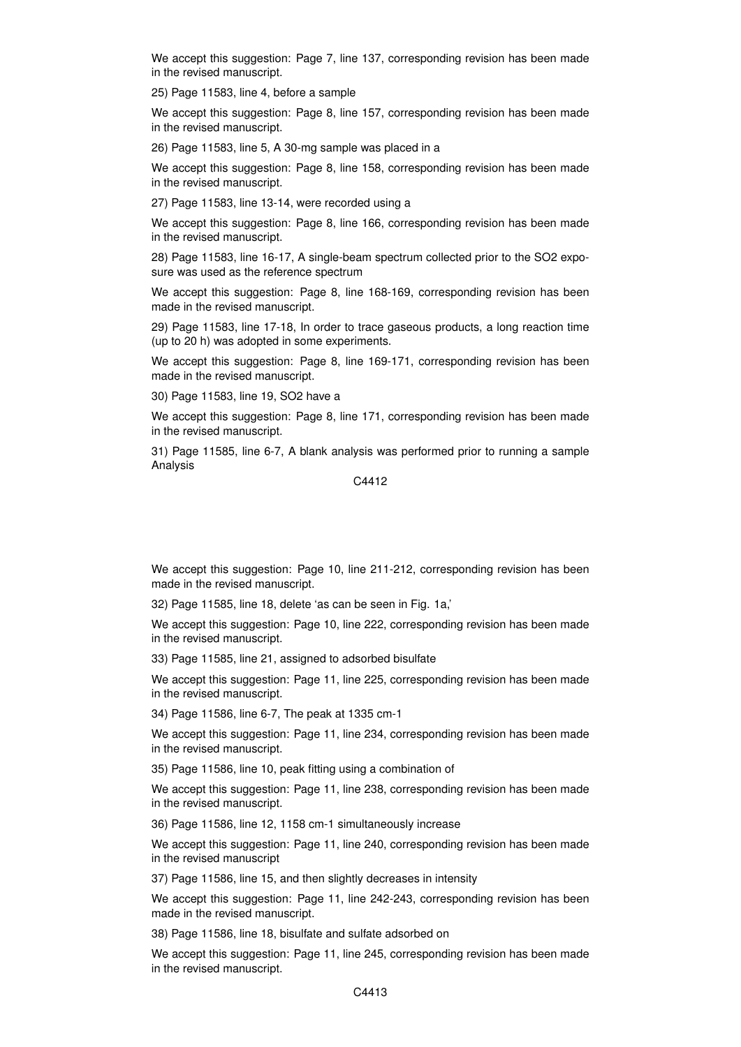We accept this suggestion: Page 7, line 137, corresponding revision has been made in the revised manuscript.

25) Page 11583, line 4, before a sample

We accept this suggestion: Page 8, line 157, corresponding revision has been made in the revised manuscript.

26) Page 11583, line 5, A 30-mg sample was placed in a

We accept this suggestion: Page 8, line 158, corresponding revision has been made in the revised manuscript.

27) Page 11583, line 13-14, were recorded using a

We accept this suggestion: Page 8, line 166, corresponding revision has been made in the revised manuscript.

28) Page 11583, line 16-17, A single-beam spectrum collected prior to the $SO_2$ exposure was used as the reference spectrum

We accept this suggestion: Page 8, line 168-169, corresponding revision has been made in the revised manuscript.

29) Page 11583, line 17-18, In order to trace gaseous products, a long reaction time (up to 20 h) was adopted in some experiments.

We accept this suggestion: Page 8, line 169-171, corresponding revision has been made in the revised manuscript.

30) Page 11583, line 19, $SO_2$ have a

We accept this suggestion: Page 8, line 171, corresponding revision has been made in the revised manuscript.

31) Page 11585, line 6-7, A blank analysis was performed prior to running a sample Analysis

We accept this suggestion: Page 10, line 211-212, corresponding revision has been made in the revised manuscript.

32) Page 11585, line 18, delete 'as can be seen in Fig. 1a,'

We accept this suggestion: Page 10, line 222, corresponding revision has been made in the revised manuscript.

33) Page 11585, line 21, assigned to adsorbed bisulfate

We accept this suggestion: Page 11, line 225, corresponding revision has been made in the revised manuscript.

34) Page 11586, line 6-7, The peak at 1335 $cm^{-1}$

We accept this suggestion: Page 11, line 234, corresponding revision has been made in the revised manuscript.

35) Page 11586, line 10, peak fitting using a combination of

We accept this suggestion: Page 11, line 238, corresponding revision has been made in the revised manuscript.

36) Page 11586, line 12, 1158 $cm^{-1}$ simultaneously increase

We accept this suggestion: Page 11, line 240, corresponding revision has been made in the revised manuscript

37) Page 11586, line 15, and then slightly decreases in intensity

We accept this suggestion: Page 11, line 242-243, corresponding revision has been made in the revised manuscript.

38) Page 11586, line 18, bisulfate and sulfate adsorbed on

We accept this suggestion: Page 11, line 245, corresponding revision has been made in the revised manuscript.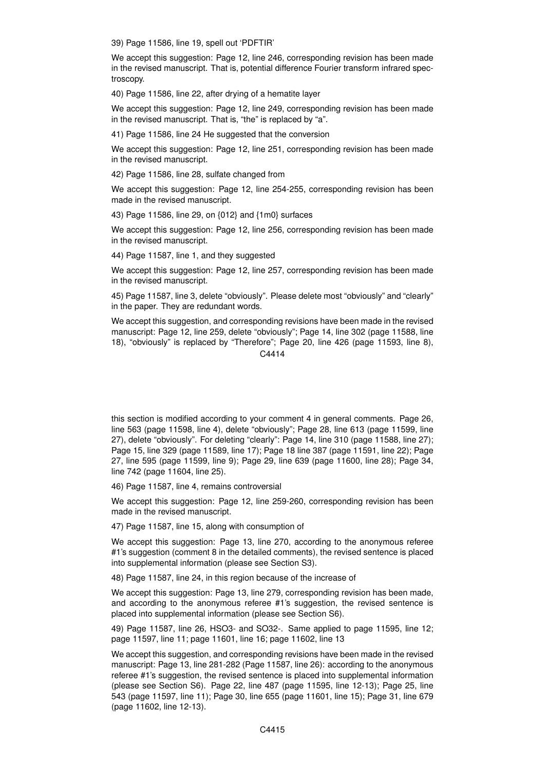39) Page 11586, line 19, spell out 'PDFTIR'

We accept this suggestion: Page 12, line 246, corresponding revision has been made in the revised manuscript. That is, potential difference Fourier transform infrared spectroscopy.

40) Page 11586, line 22, after drying of a hematite layer

We accept this suggestion: Page 12, line 249, corresponding revision has been made in the revised manuscript. That is, "the" is replaced by "a".

41) Page 11586, line 24 He suggested that the conversion

We accept this suggestion: Page 12, line 251, corresponding revision has been made in the revised manuscript.

42) Page 11586, line 28, sulfate changed from

We accept this suggestion: Page 12, line 254-255, corresponding revision has been made in the revised manuscript.

43) Page 11586, line 29, on {012} and {1m0} surfaces

We accept this suggestion: Page 12, line 256, corresponding revision has been made in the revised manuscript.

44) Page 11587, line 1, and they suggested

We accept this suggestion: Page 12, line 257, corresponding revision has been made in the revised manuscript.

45) Page 11587, line 3, delete "obviously". Please delete most "obviously" and "clearly" in the paper. They are redundant words.

We accept this suggestion, and corresponding revisions have been made in the revised manuscript: Page 12, line 259, delete "obviously"; Page 14, line 302 (page 11588, line 18), "obviously" is replaced by "Therefore"; Page 20, line 426 (page 11593, line 8), this section is modified according to your comment 4 in general comments. Page 26, line 563 (page 11598, line 4), delete "obviously"; Page 28, line 613 (page 11599, line 27), delete "obviously". For deleting "clearly": Page 14, line 310 (page 11588, line 27); Page 15, line 329 (page 11589, line 17); Page 18 line 387 (page 11591, line 22); Page 27, line 595 (page 11599, line 9); Page 29, line 639 (page 11600, line 28); Page 34, line 742 (page 11604, line 25).

46) Page 11587, line 4, remains controversial

We accept this suggestion: Page 12, line 259-260, corresponding revision has been made in the revised manuscript.

47) Page 11587, line 15, along with consumption of

We accept this suggestion: Page 13, line 270, according to the anonymous referee #1's suggestion (comment 8 in the detailed comments), the revised sentence is placed into supplemental information (please see Section S3).

48) Page 11587, line 24, in this region because of the increase of

We accept this suggestion: Page 13, line 279, corresponding revision has been made, and according to the anonymous referee #1's suggestion, the revised sentence is placed into supplemental information (please see Section S6).

49) Page 11587, line 26, $HSO_3^-$ and $SO_3^{2-}$. Same applied to page 11595, line 12; page 11597, line 11; page 11601, line 16; page 11602, line 13

We accept this suggestion, and corresponding revisions have been made in the revised manuscript: Page 13, line 281-282 (Page 11587, line 26): according to the anonymous referee #1's suggestion, the revised sentence is placed into supplemental information (please see Section S6). Page 22, line 487 (page 11595, line 12-13); Page 25, line 543 (page 11597, line 11); Page 30, line 655 (page 11601, line 15); Page 31, line 679 (page 11602, line 12-13).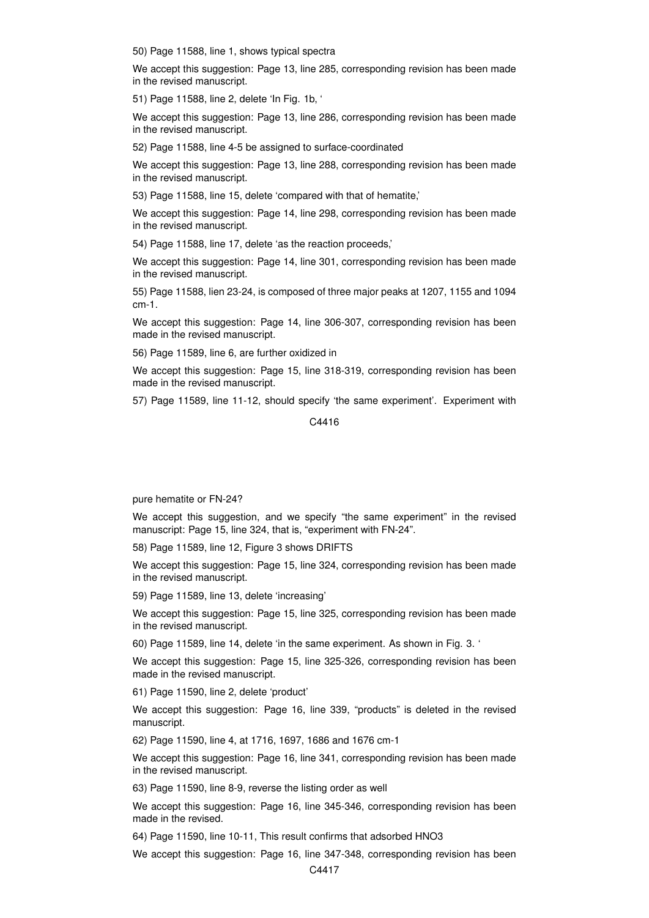50) Page 11588, line 1, shows typical spectra

We accept this suggestion: Page 13, line 285, corresponding revision has been made in the revised manuscript.

51) Page 11588, line 2, delete 'In Fig. 1b, '

We accept this suggestion: Page 13, line 286, corresponding revision has been made in the revised manuscript.

52) Page 11588, line 4-5 be assigned to surface-coordinated

We accept this suggestion: Page 13, line 288, corresponding revision has been made in the revised manuscript.

53) Page 11588, line 15, delete 'compared with that of hematite,'

We accept this suggestion: Page 14, line 298, corresponding revision has been made in the revised manuscript.

54) Page 11588, line 17, delete 'as the reaction proceeds,'

We accept this suggestion: Page 14, line 301, corresponding revision has been made in the revised manuscript.

55) Page 11588, lien 23-24, is composed of three major peaks at 1207, 1155 and 1094 cm-1.

We accept this suggestion: Page 14, line 306-307, corresponding revision has been made in the revised manuscript.

56) Page 11589, line 6, are further oxidized in

We accept this suggestion: Page 15, line 318-319, corresponding revision has been made in the revised manuscript.

57) Page 11589, line 11-12, should specify 'the same experiment'. Experiment with pure hematite or FN-24?

We accept this suggestion, and we specify "the same experiment" in the revised manuscript: Page 15, line 324, that is, "experiment with FN-24".

58) Page 11589, line 12, Figure 3 shows DRIFTS

We accept this suggestion: Page 15, line 324, corresponding revision has been made in the revised manuscript.

59) Page 11589, line 13, delete 'increasing'

We accept this suggestion: Page 15, line 325, corresponding revision has been made in the revised manuscript.

60) Page 11589, line 14, delete 'in the same experiment. As shown in Fig. 3. '

We accept this suggestion: Page 15, line 325-326, corresponding revision has been made in the revised manuscript.

61) Page 11590, line 2, delete 'product'

We accept this suggestion: Page 16, line 339, "products" is deleted in the revised manuscript.

62) Page 11590, line 4, at 1716, 1697, 1686 and 1676 cm-1

We accept this suggestion: Page 16, line 341, corresponding revision has been made in the revised manuscript.

63) Page 11590, line 8-9, reverse the listing order as well

We accept this suggestion: Page 16, line 345-346, corresponding revision has been made in the revised.

64) Page 11590, line 10-11, This result confirms that adsorbed $HNO_3$

We accept this suggestion: Page 16, line 347-348, corresponding revision has been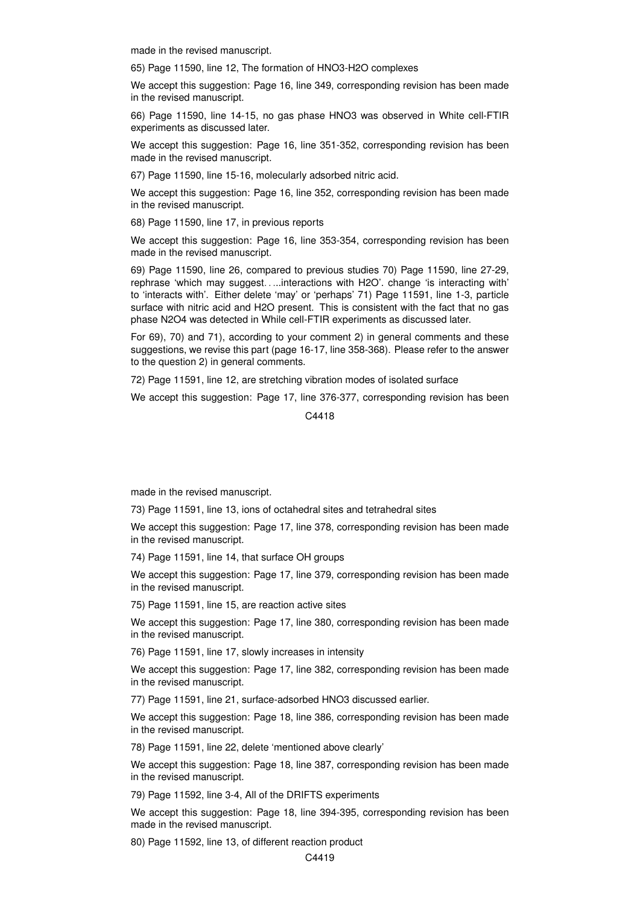made in the revised manuscript.

65) Page 11590, line 12, The formation of $HNO_3$-$H_2O$ complexes

We accept this suggestion: Page 16, line 349, corresponding revision has been made in the revised manuscript.

66) Page 11590, line 14-15, no gas phase $HNO_3$ was observed in White cell-FTIR experiments as discussed later.

We accept this suggestion: Page 16, line 351-352, corresponding revision has been made in the revised manuscript.

67) Page 11590, line 15-16, molecularly adsorbed nitric acid.

We accept this suggestion: Page 16, line 352, corresponding revision has been made in the revised manuscript.

68) Page 11590, line 17, in previous reports

We accept this suggestion: Page 16, line 353-354, corresponding revision has been made in the revised manuscript.

69) Page 11590, line 26, compared to previous studies 70) Page 11590, line 27-29, rephrase 'which may suggest. . ...interactions with $H_2O$'. change 'is interacting with' to 'interacts with'. Either delete 'may' or 'perhaps' 71) Page 11591, line 1-3, particle surface with nitric acid and $H_2O$ present. This is consistent with the fact that no gas phase $N_2O_4$ was detected in While cell-FTIR experiments as discussed later.

For 69), 70) and 71), according to your comment 2) in general comments and these suggestions, we revise this part (page 16-17, line 358-368). Please refer to the answer to the question 2) in general comments.

72) Page 11591, line 12, are stretching vibration modes of isolated surface

We accept this suggestion: Page 17, line 376-377, corresponding revision has been made in the revised manuscript.

73) Page 11591, line 13, ions of octahedral sites and tetrahedral sites

We accept this suggestion: Page 17, line 378, corresponding revision has been made in the revised manuscript.

74) Page 11591, line 14, that surface OH groups

We accept this suggestion: Page 17, line 379, corresponding revision has been made in the revised manuscript.

75) Page 11591, line 15, are reaction active sites

We accept this suggestion: Page 17, line 380, corresponding revision has been made in the revised manuscript.

76) Page 11591, line 17, slowly increases in intensity

We accept this suggestion: Page 17, line 382, corresponding revision has been made in the revised manuscript.

77) Page 11591, line 21, surface-adsorbed $HNO_3$ discussed earlier.

We accept this suggestion: Page 18, line 386, corresponding revision has been made in the revised manuscript.

78) Page 11591, line 22, delete 'mentioned above clearly'

We accept this suggestion: Page 18, line 387, corresponding revision has been made in the revised manuscript.

79) Page 11592, line 3-4, All of the DRIFTS experiments

We accept this suggestion: Page 18, line 394-395, corresponding revision has been made in the revised manuscript.

80) Page 11592, line 13, of different reaction product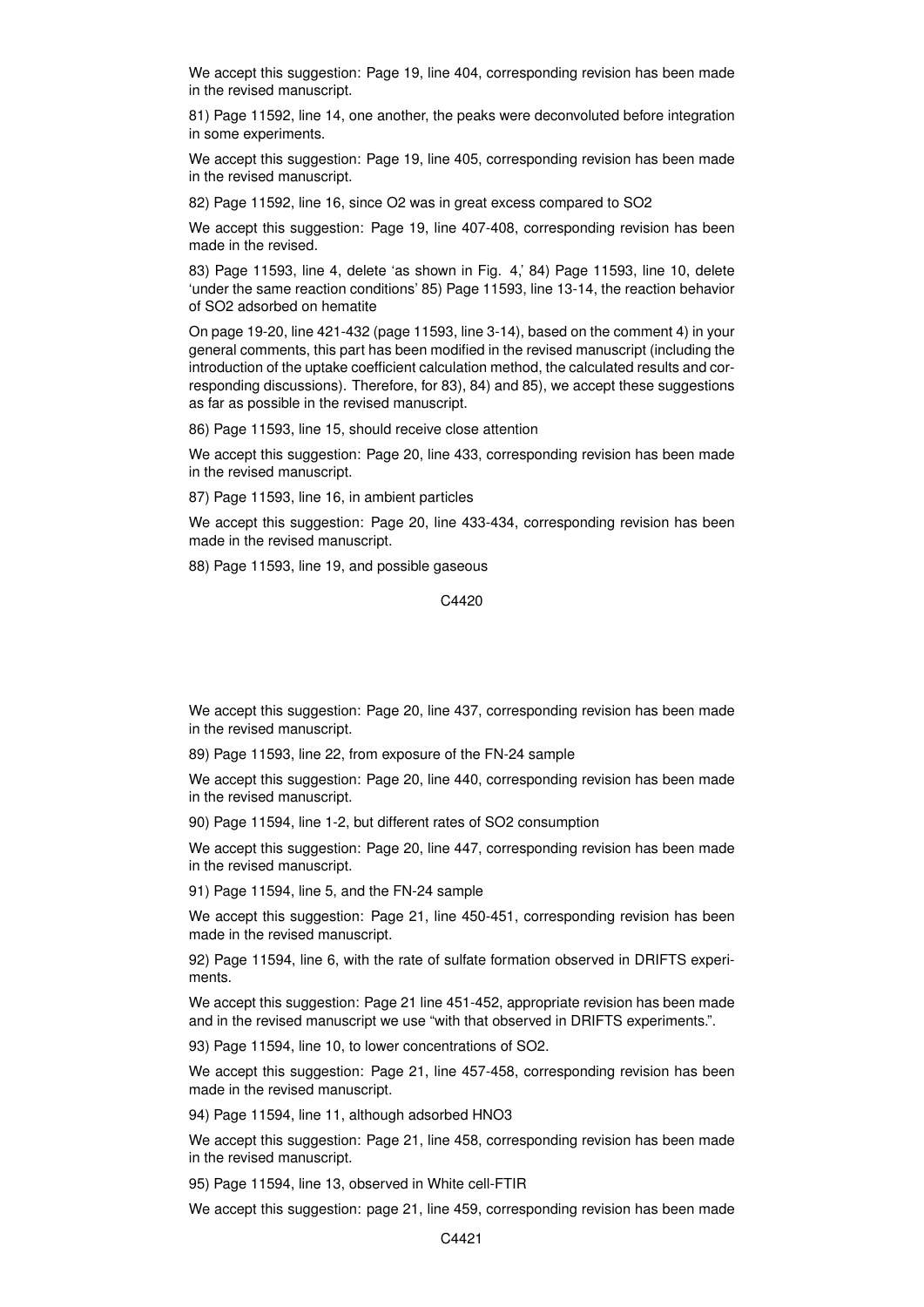We accept this suggestion: Page 19, line 404, corresponding revision has been made in the revised manuscript.

81) Page 11592, line 14, one another, the peaks were deconvoluted before integration in some experiments.

We accept this suggestion: Page 19, line 405, corresponding revision has been made in the revised manuscript.

82) Page 11592, line 16, since $O_2$ was in great excess compared to $SO_2$

We accept this suggestion: Page 19, line 407-408, corresponding revision has been made in the revised.

83) Page 11593, line 4, delete 'as shown in Fig. 4,' 84) Page 11593, line 10, delete 'under the same reaction conditions' 85) Page 11593, line 13-14, the reaction behavior of $SO_2$ adsorbed on hematite

On page 19-20, line 421-432 (page 11593, line 3-14), based on the comment 4) in your general comments, this part has been modified in the revised manuscript (including the introduction of the uptake coefficient calculation method, the calculated results and corresponding discussions). Therefore, for 83), 84) and 85), we accept these suggestions as far as possible in the revised manuscript.

86) Page 11593, line 15, should receive close attention

We accept this suggestion: Page 20, line 433, corresponding revision has been made in the revised manuscript.

87) Page 11593, line 16, in ambient particles

We accept this suggestion: Page 20, line 433-434, corresponding revision has been made in the revised manuscript.

88) Page 11593, line 19, and possible gaseous

We accept this suggestion: Page 20, line 437, corresponding revision has been made in the revised manuscript.

89) Page 11593, line 22, from exposure of the FN-24 sample

We accept this suggestion: Page 20, line 440, corresponding revision has been made in the revised manuscript.

90) Page 11594, line 1-2, but different rates of $SO_2$ consumption

We accept this suggestion: Page 20, line 447, corresponding revision has been made in the revised manuscript.

91) Page 11594, line 5, and the FN-24 sample

We accept this suggestion: Page 21, line 450-451, corresponding revision has been made in the revised manuscript.

92) Page 11594, line 6, with the rate of sulfate formation observed in DRIFTS experiments.

We accept this suggestion: Page 21 line 451-452, appropriate revision has been made and in the revised manuscript we use "with that observed in DRIFTS experiments.".

93) Page 11594, line 10, to lower concentrations of $SO_2$.

We accept this suggestion: Page 21, line 457-458, corresponding revision has been made in the revised manuscript.

94) Page 11594, line 11, although adsorbed $HNO_3$

We accept this suggestion: Page 21, line 458, corresponding revision has been made in the revised manuscript.

95) Page 11594, line 13, observed in White cell-FTIR

We accept this suggestion: page 21, line 459, corresponding revision has been made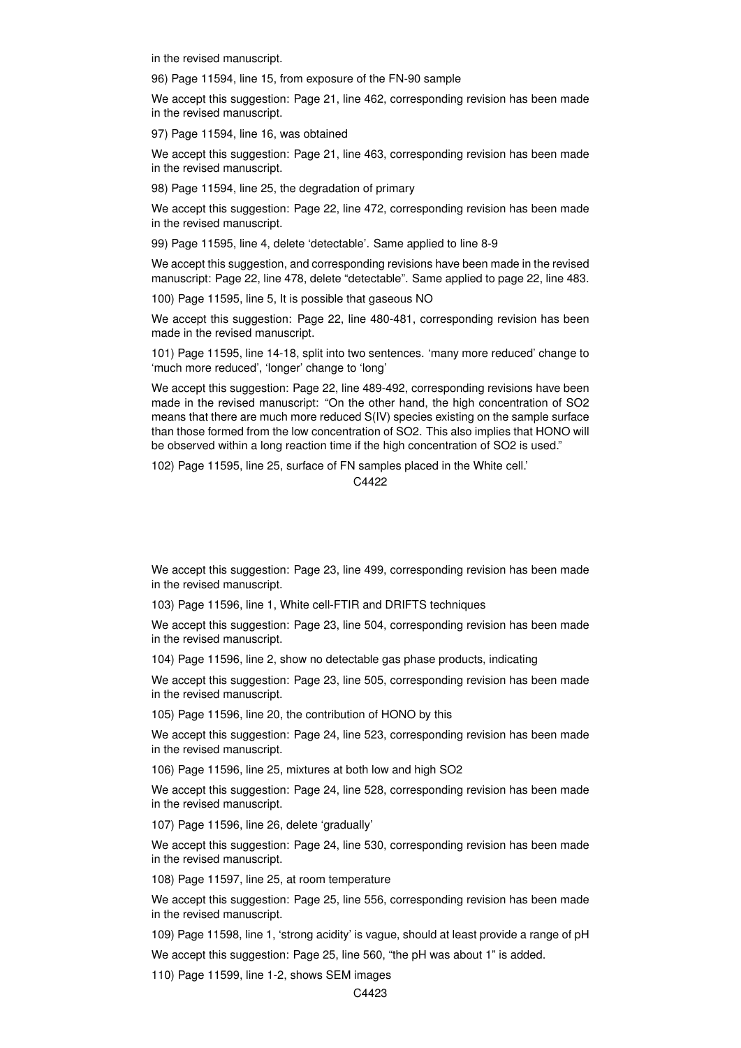in the revised manuscript.

96) Page 11594, line 15, from exposure of the FN-90 sample

We accept this suggestion: Page 21, line 462, corresponding revision has been made in the revised manuscript.

97) Page 11594, line 16, was obtained

We accept this suggestion: Page 21, line 463, corresponding revision has been made in the revised manuscript.

98) Page 11594, line 25, the degradation of primary

We accept this suggestion: Page 22, line 472, corresponding revision has been made in the revised manuscript.

99) Page 11595, line 4, delete 'detectable'. Same applied to line 8-9

We accept this suggestion, and corresponding revisions have been made in the revised manuscript: Page 22, line 478, delete "detectable". Same applied to page 22, line 483.

100) Page 11595, line 5, It is possible that gaseous NO

We accept this suggestion: Page 22, line 480-481, corresponding revision has been made in the revised manuscript.

101) Page 11595, line 14-18, split into two sentences. 'many more reduced' change to 'much more reduced', 'longer' change to 'long'

We accept this suggestion: Page 22, line 489-492, corresponding revisions have been made in the revised manuscript: "On the other hand, the high concentration of $SO_2$ means that there are much more reduced S(IV) species existing on the sample surface than those formed from the low concentration of $SO_2$. This also implies that HONO will be observed within a long reaction time if the high concentration of $SO_2$ is used."

102) Page 11595, line 25, surface of FN samples placed in the White cell.'

We accept this suggestion: Page 23, line 499, corresponding revision has been made in the revised manuscript.

103) Page 11596, line 1, White cell-FTIR and DRIFTS techniques

We accept this suggestion: Page 23, line 504, corresponding revision has been made in the revised manuscript.

104) Page 11596, line 2, show no detectable gas phase products, indicating

We accept this suggestion: Page 23, line 505, corresponding revision has been made in the revised manuscript.

105) Page 11596, line 20, the contribution of HONO by this

We accept this suggestion: Page 24, line 523, corresponding revision has been made in the revised manuscript.

106) Page 11596, line 25, mixtures at both low and high $SO_2$

We accept this suggestion: Page 24, line 528, corresponding revision has been made in the revised manuscript.

107) Page 11596, line 26, delete 'gradually'

We accept this suggestion: Page 24, line 530, corresponding revision has been made in the revised manuscript.

108) Page 11597, line 25, at room temperature

We accept this suggestion: Page 25, line 556, corresponding revision has been made in the revised manuscript.

109) Page 11598, line 1, 'strong acidity' is vague, should at least provide a range of pH

We accept this suggestion: Page 25, line 560, "the pH was about 1" is added.

110) Page 11599, line 1-2, shows SEM images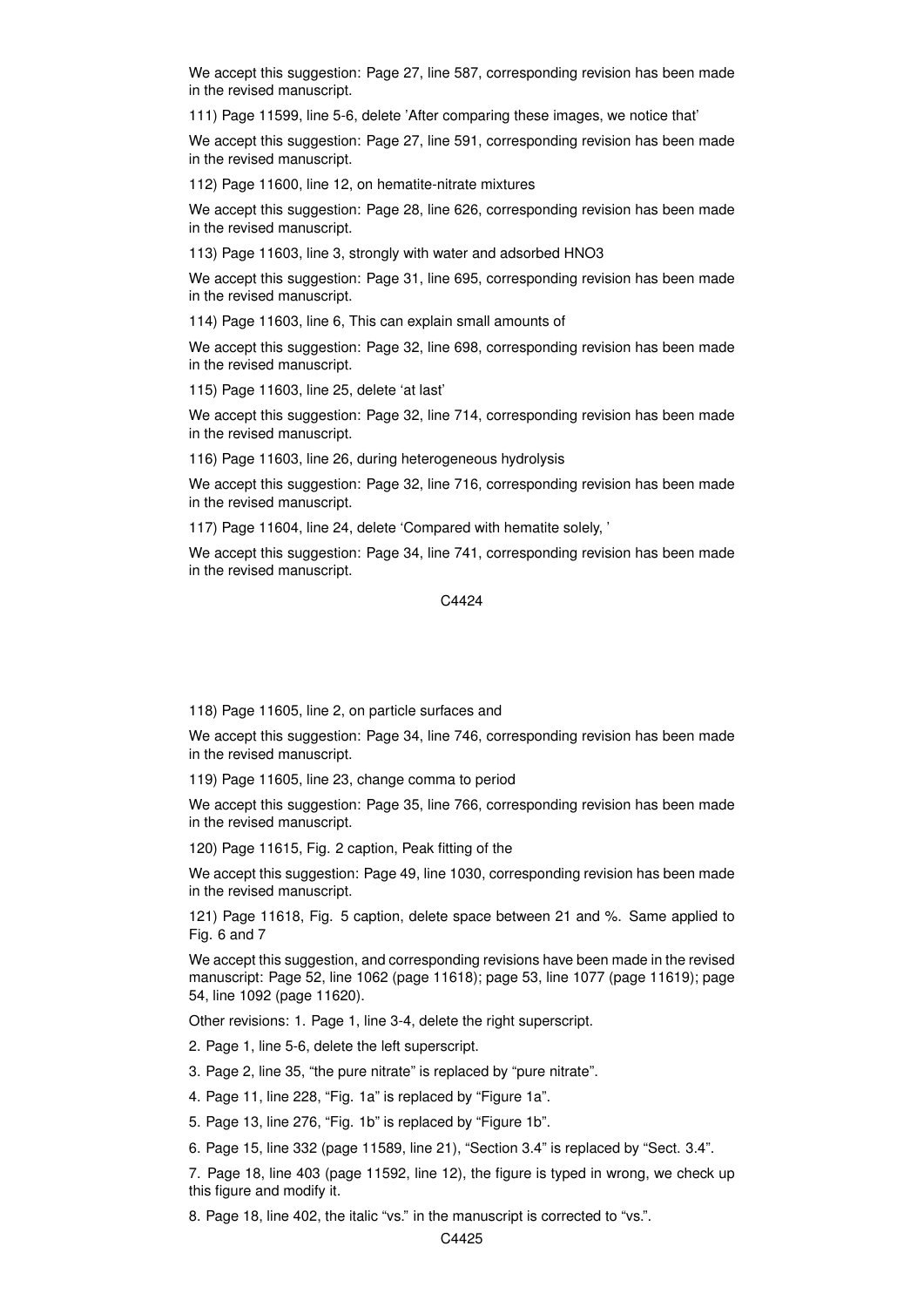We accept this suggestion: Page 27, line 587, corresponding revision has been made in the revised manuscript.

111) Page 11599, line 5-6, delete 'After comparing these images, we notice that'

We accept this suggestion: Page 27, line 591, corresponding revision has been made in the revised manuscript.

112) Page 11600, line 12, on hematite-nitrate mixtures

We accept this suggestion: Page 28, line 626, corresponding revision has been made in the revised manuscript.

113) Page 11603, line 3, strongly with water and adsorbed HNO3

We accept this suggestion: Page 31, line 695, corresponding revision has been made in the revised manuscript.

114) Page 11603, line 6, This can explain small amounts of

We accept this suggestion: Page 32, line 698, corresponding revision has been made in the revised manuscript.

115) Page 11603, line 25, delete 'at last'

We accept this suggestion: Page 32, line 714, corresponding revision has been made in the revised manuscript.

116) Page 11603, line 26, during heterogeneous hydrolysis

We accept this suggestion: Page 32, line 716, corresponding revision has been made in the revised manuscript.

117) Page 11604, line 24, delete 'Compared with hematite solely, '

We accept this suggestion: Page 34, line 741, corresponding revision has been made in the revised manuscript.

118) Page 11605, line 2, on particle surfaces and

We accept this suggestion: Page 34, line 746, corresponding revision has been made in the revised manuscript.

119) Page 11605, line 23, change comma to period

We accept this suggestion: Page 35, line 766, corresponding revision has been made in the revised manuscript.

120) Page 11615, Fig. 2 caption, Peak fitting of the

We accept this suggestion: Page 49, line 1030, corresponding revision has been made in the revised manuscript.

121) Page 11618, Fig. 5 caption, delete space between 21 and %. Same applied to Fig. 6 and 7

We accept this suggestion, and corresponding revisions have been made in the revised manuscript: Page 52, line 1062 (page 11618); page 53, line 1077 (page 11619); page 54, line 1092 (page 11620).

Other revisions: 1. Page 1, line 3-4, delete the right superscript.

2. Page 1, line 5-6, delete the left superscript.

3. Page 2, line 35, "the pure nitrate" is replaced by "pure nitrate".

4. Page 11, line 228, "Fig. 1a" is replaced by "Figure 1a".

5. Page 13, line 276, "Fig. 1b" is replaced by "Figure 1b".

6. Page 15, line 332 (page 11589, line 21), "Section 3.4" is replaced by "Sect. 3.4".

7. Page 18, line 403 (page 11592, line 12), the figure is typed in wrong, we check up this figure and modify it.

8. Page 18, line 402, the italic "vs." in the manuscript is corrected to "vs.".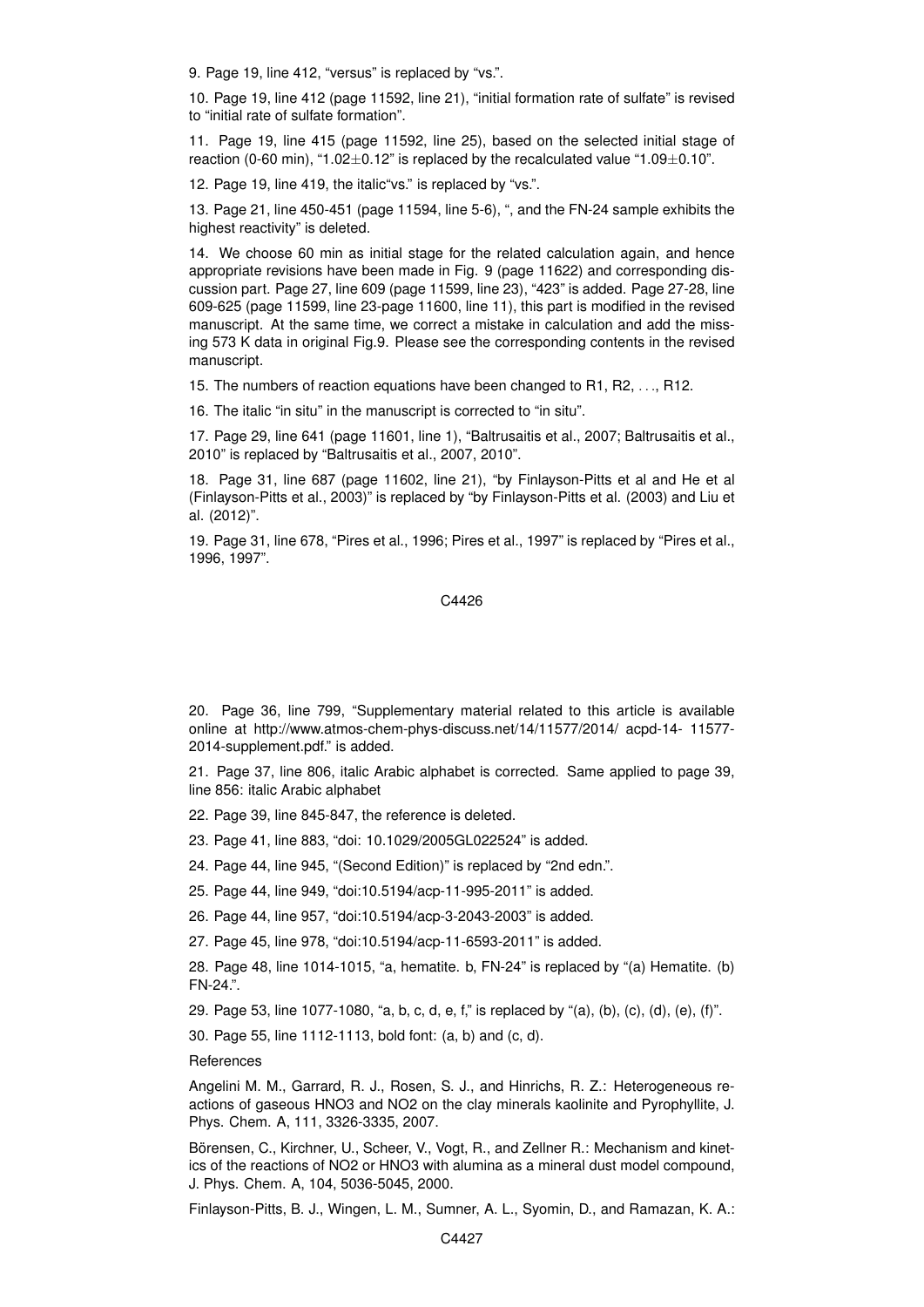9. Page 19, line 412, "versus" is replaced by "vs.".

10. Page 19, line 412 (page 11592, line 21), "initial formation rate of sulfate" is revised to "initial rate of sulfate formation".

11. Page 19, line 415 (page 11592, line 25), based on the selected initial stage of reaction (0-60 min), "1.02±0.12" is replaced by the recalculated value "1.09±0.10".

12. Page 19, line 419, the italic"vs." is replaced by "vs.".

13. Page 21, line 450-451 (page 11594, line 5-6), ", and the FN-24 sample exhibits the highest reactivity" is deleted.

14. We choose 60 min as initial stage for the related calculation again, and hence appropriate revisions have been made in Fig. 9 (page 11622) and corresponding discussion part. Page 27, line 609 (page 11599, line 23), "423" is added. Page 27-28, line 609-625 (page 11599, line 23-page 11600, line 11), this part is modified in the revised manuscript. At the same time, we correct a mistake in calculation and add the missing 573 K data in original Fig.9. Please see the corresponding contents in the revised manuscript.

15. The numbers of reaction equations have been changed to R1, R2, . . ., R12.

16. The italic "in situ" in the manuscript is corrected to "in situ".

17. Page 29, line 641 (page 11601, line 1), "Baltrusaitis et al., 2007; Baltrusaitis et al., 2010" is replaced by "Baltrusaitis et al., 2007, 2010".

18. Page 31, line 687 (page 11602, line 21), "by Finlayson-Pitts et al and He et al (Finlayson-Pitts et al., 2003)" is replaced by "by Finlayson-Pitts et al. (2003) and Liu et al. (2012)".

19. Page 31, line 678, "Pires et al., 1996; Pires et al., 1997" is replaced by "Pires et al., 1996, 1997".

20. Page 36, line 799, "Supplementary material related to this article is available online at http://www.atmos-chem-phys-discuss.net/14/11577/2014/ acpd-14- 11577-2014-supplement.pdf." is added.

21. Page 37, line 806, italic Arabic alphabet is corrected. Same applied to page 39, line 856: italic Arabic alphabet

22. Page 39, line 845-847, the reference is deleted.

23. Page 41, line 883, "doi: 10.1029/2005GL022524" is added.

24. Page 44, line 945, "(Second Edition)" is replaced by "2nd edn.".

25. Page 44, line 949, "doi:10.5194/acp-11-995-2011" is added.

26. Page 44, line 957, "doi:10.5194/acp-3-2043-2003" is added.

27. Page 45, line 978, "doi:10.5194/acp-11-6593-2011" is added.

28. Page 48, line 1014-1015, "a, hematite. b, FN-24" is replaced by "(a) Hematite. (b) FN-24.".

29. Page 53, line 1077-1080, "a, b, c, d, e, f," is replaced by "(a), (b), (c), (d), (e), (f)".

30. Page 55, line 1112-1113, bold font: (a, b) and (c, d).

References

Angelini M. M., Garrard, R. J., Rosen, S. J., and Hinrichs, R. Z.: Heterogeneous reactions of gaseous HNO3 and NO2 on the clay minerals kaolinite and Pyrophyllite, J. Phys. Chem. A, 111, 3326-3335, 2007.

Börensen, C., Kirchner, U., Scheer, V., Vogt, R., and Zellner R.: Mechanism and kinetics of the reactions of NO2 or HNO3 with alumina as a mineral dust model compound, J. Phys. Chem. A, 104, 5036-5045, 2000.

Finlayson-Pitts, B. J., Wingen, L. M., Sumner, A. L., Syomin, D., and Ramazan, K. A.: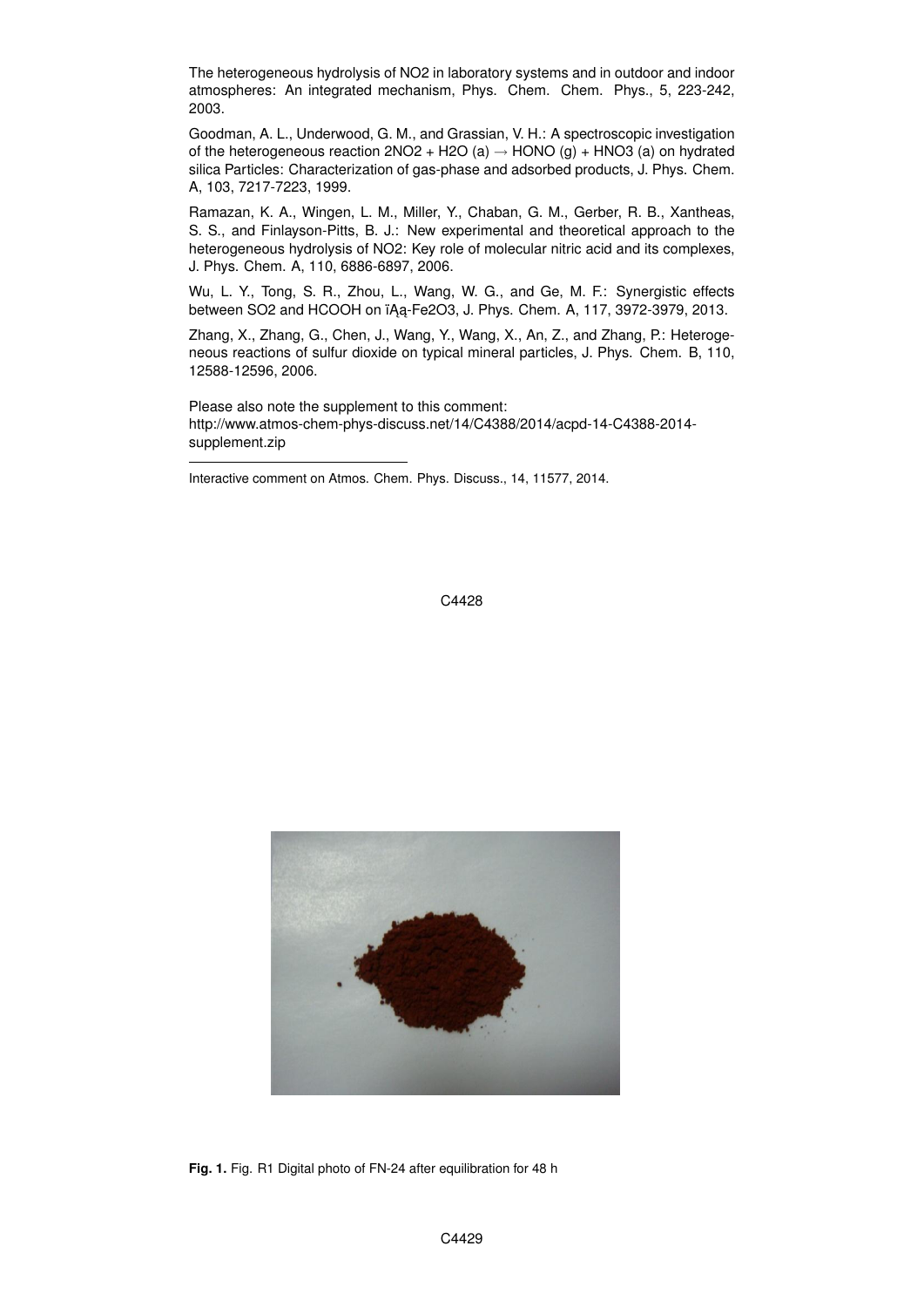The heterogeneous hydrolysis of $NO_2$ in laboratory systems and in outdoor and indoor atmospheres: An integrated mechanism, Phys. Chem. Chem. Phys., 5, 223-242, 2003.

Goodman, A. L., Underwood, G. M., and Grassian, V. H.: A spectroscopic investigation of the heterogeneous reaction $2NO_2 + H_2O\ (a) \rightarrow HONO\ (g) + HNO_3\ (a)$ on hydrated silica Particles: Characterization of gas-phase and adsorbed products, J. Phys. Chem. A, 103, 7217-7223, 1999.

Ramazan, K. A., Wingen, L. M., Miller, Y., Chaban, G. M., Gerber, R. B., Xantheas, S. S., and Finlayson-Pitts, B. J.: New experimental and theoretical approach to the heterogeneous hydrolysis of $NO_2$: Key role of molecular nitric acid and its complexes, J. Phys. Chem. A, 110, 6886-6897, 2006.

Wu, L. Y., Tong, S. R., Zhou, L., Wang, W. G., and Ge, M. F.: Synergistic effects between $SO_2$ and HCOOH on ïĄą-$Fe_2O_3$, J. Phys. Chem. A, 117, 3972-3979, 2013.

Zhang, X., Zhang, G., Chen, J., Wang, Y., Wang, X., An, Z., and Zhang, P.: Heterogeneous reactions of sulfur dioxide on typical mineral particles, J. Phys. Chem. B, 110, 12588-12596, 2006.

Please also note the supplement to this comment:
http://www.atmos-chem-phys-discuss.net/14/C4388/2014/acpd-14-C4388-2014-supplement.zip

---

Interactive comment on Atmos. Chem. Phys. Discuss., 14, 11577, 2014.

**Fig. 1.** Fig. R1 Digital photo of FN-24 after equilibration for 48 h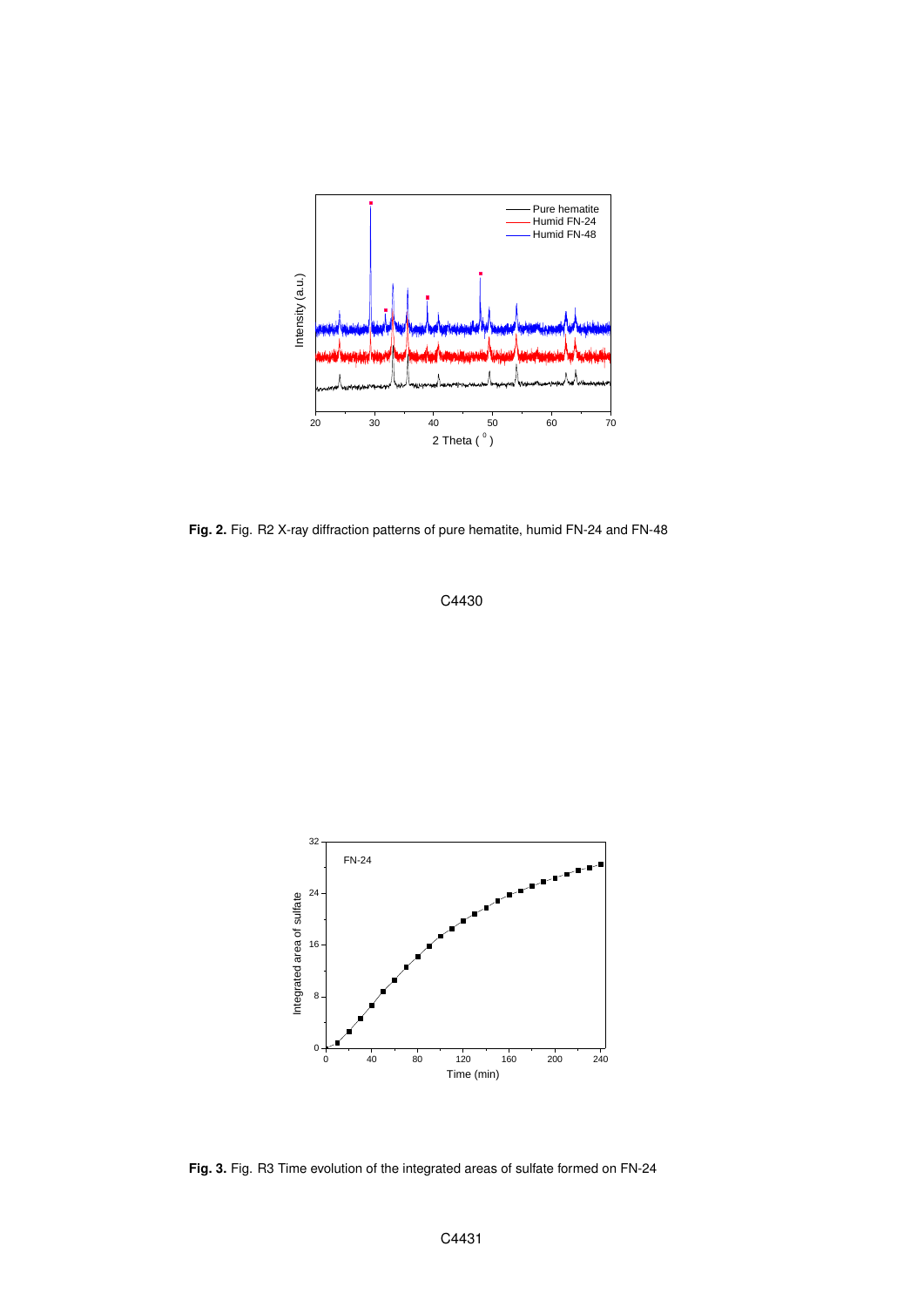**Fig. 2.** Fig. R2 X-ray diffraction patterns of pure hematite, humid FN-24 and FN-48

**Fig. 3.** Fig. R3 Time evolution of the integrated areas of sulfate formed on FN-24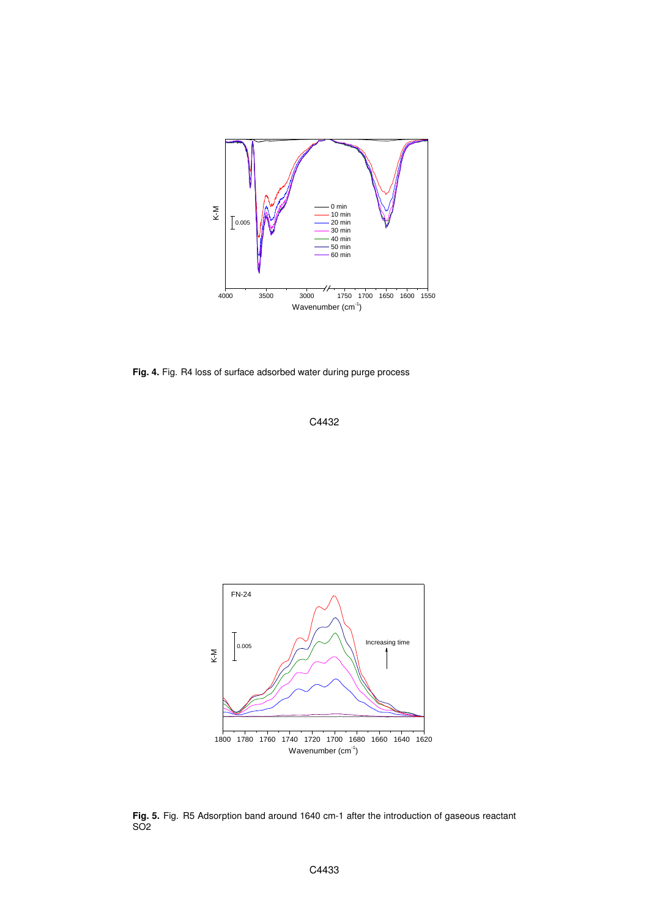K-M

0.005

0 min
10 min
20 min
30 min
40 min
50 min
60 min

4000 3500 3000 1750 1700 1650 1600 1550

Wavenumber ($cm^{-1}$)

**Fig. 4.** Fig. R4 loss of surface adsorbed water during purge process

FN-24

K-M

0.005

Increasing time

1800 1780 1760 1740 1720 1700 1680 1660 1640 1620

Wavenumber ($cm^{-1}$)

**Fig. 5.** Fig. R5 Adsorption band around 1640 cm-1 after the introduction of gaseous reactant SO2